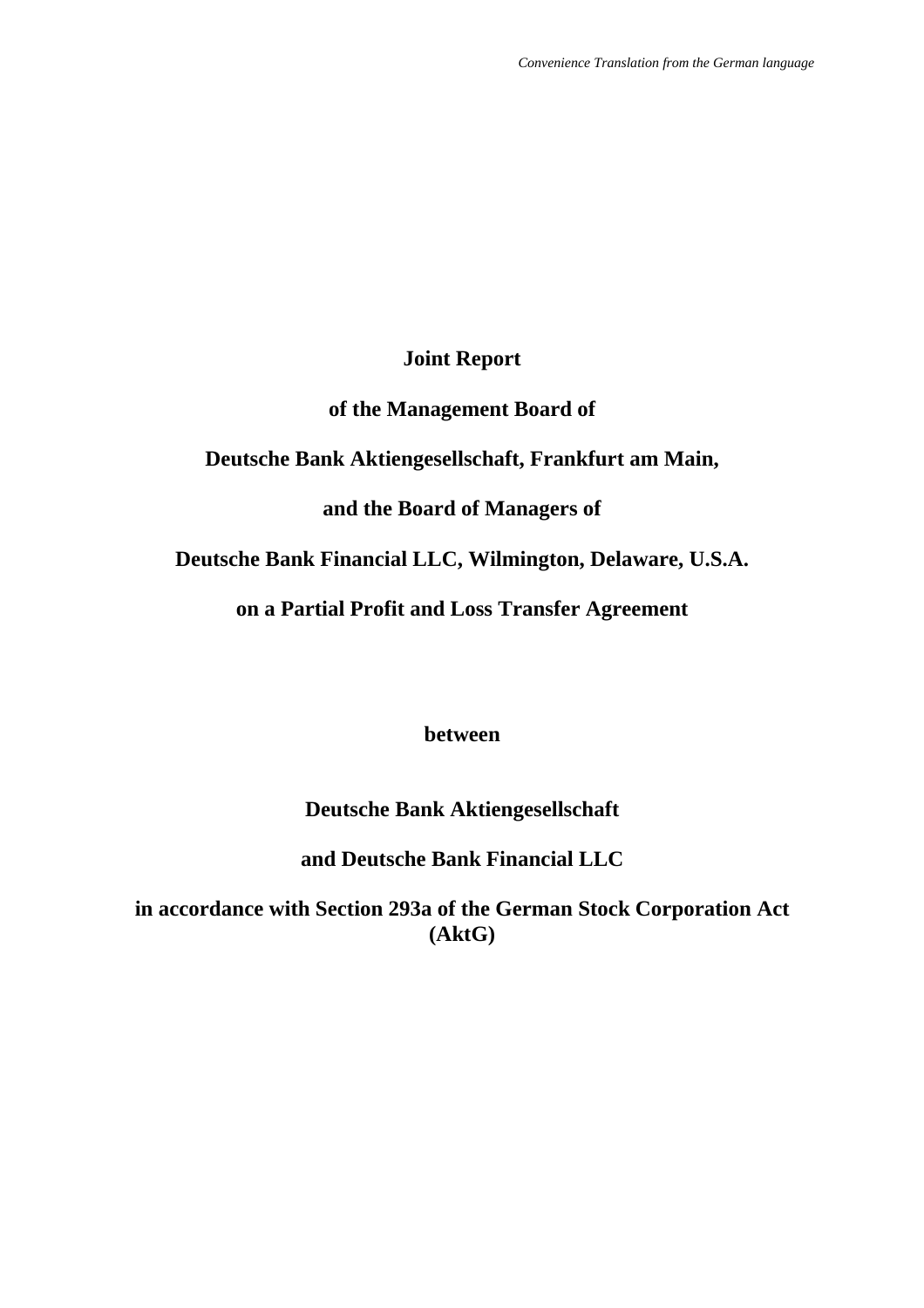*Convenience Translation from the German language*

**Joint Report**

**of the Management Board of**

**Deutsche Bank Aktiengesellschaft, Frankfurt am Main,**

**and the Board of Managers of**

**Deutsche Bank Financial LLC, Wilmington, Delaware, U.S.A.**

**on a Partial Profit and Loss Transfer Agreement**

**between**

**Deutsche Bank Aktiengesellschaft**

**and Deutsche Bank Financial LLC**

**in accordance with Section 293a of the German Stock Corporation Act (AktG)**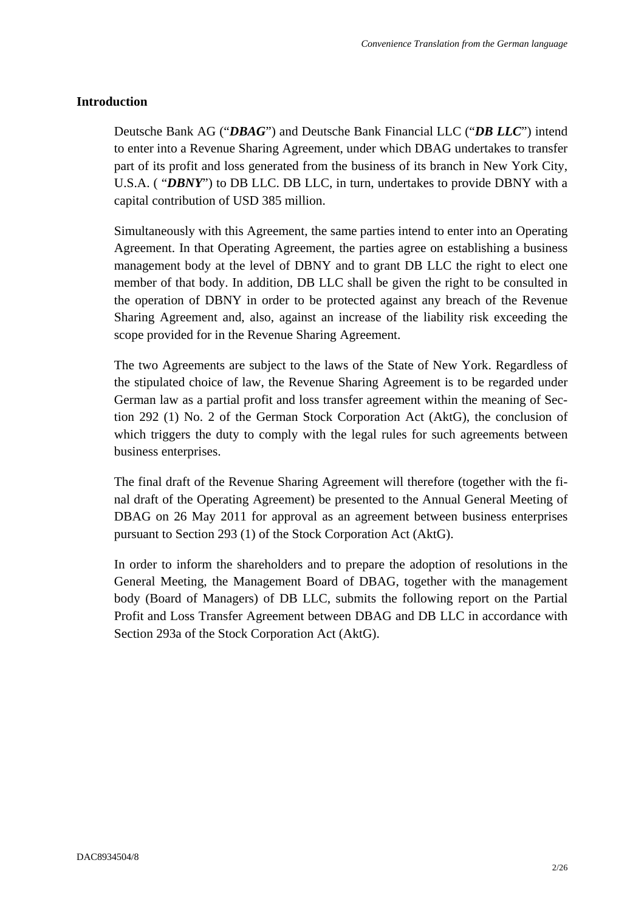## Introduction

Deutsche Bank AG ("***DBAG***") and Deutsche Bank Financial LLC ("***DB LLC***") intend to enter into a Revenue Sharing Agreement, under which DBAG undertakes to transfer part of its profit and loss generated from the business of its branch in New York City, U.S.A. ( "***DBNY***") to DB LLC. DB LLC, in turn, undertakes to provide DBNY with a capital contribution of USD 385 million.

Simultaneously with this Agreement, the same parties intend to enter into an Operating Agreement. In that Operating Agreement, the parties agree on establishing a business management body at the level of DBNY and to grant DB LLC the right to elect one member of that body. In addition, DB LLC shall be given the right to be consulted in the operation of DBNY in order to be protected against any breach of the Revenue Sharing Agreement and, also, against an increase of the liability risk exceeding the scope provided for in the Revenue Sharing Agreement.

The two Agreements are subject to the laws of the State of New York. Regardless of the stipulated choice of law, the Revenue Sharing Agreement is to be regarded under German law as a partial profit and loss transfer agreement within the meaning of Section 292 (1) No. 2 of the German Stock Corporation Act (AktG), the conclusion of which triggers the duty to comply with the legal rules for such agreements between business enterprises.

The final draft of the Revenue Sharing Agreement will therefore (together with the final draft of the Operating Agreement) be presented to the Annual General Meeting of DBAG on 26 May 2011 for approval as an agreement between business enterprises pursuant to Section 293 (1) of the Stock Corporation Act (AktG).

In order to inform the shareholders and to prepare the adoption of resolutions in the General Meeting, the Management Board of DBAG, together with the management body (Board of Managers) of DB LLC, submits the following report on the Partial Profit and Loss Transfer Agreement between DBAG and DB LLC in accordance with Section 293a of the Stock Corporation Act (AktG).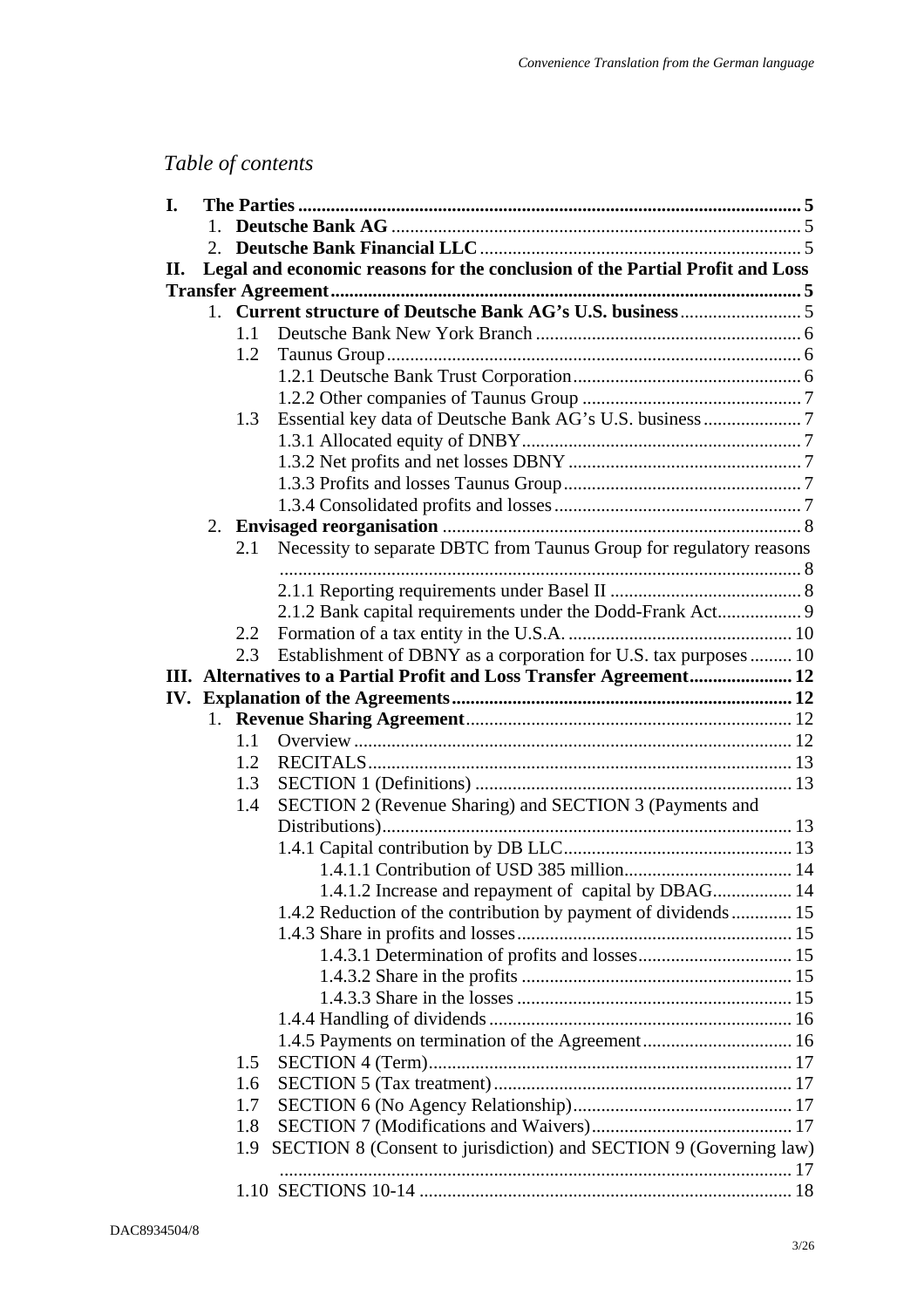*Table of contents*

- **I. The Parties** ... **5**
  - 1. **Deutsche Bank AG** ... 5
  - 2. **Deutsche Bank Financial LLC** ... 5
- **II. Legal and economic reasons for the conclusion of the Partial Profit and Loss Transfer Agreement** ... **5**
  - 1. **Current structure of Deutsche Bank AG's U.S. business** ... 5
    - 1.1 Deutsche Bank New York Branch ... 6
    - 1.2 Taunus Group ... 6
      - 1.2.1 Deutsche Bank Trust Corporation ... 6
      - 1.2.2 Other companies of Taunus Group ... 7
    - 1.3 Essential key data of Deutsche Bank AG's U.S. business ... 7
      - 1.3.1 Allocated equity of DNBY ... 7
      - 1.3.2 Net profits and net losses DBNY ... 7
      - 1.3.3 Profits and losses Taunus Group ... 7
      - 1.3.4 Consolidated profits and losses ... 7
  - 2. **Envisaged reorganisation** ... 8
    - 2.1 Necessity to separate DBTC from Taunus Group for regulatory reasons ... 8
      - 2.1.1 Reporting requirements under Basel II ... 8
      - 2.1.2 Bank capital requirements under the Dodd-Frank Act ... 9
    - 2.2 Formation of a tax entity in the U.S.A. ... 10
    - 2.3 Establishment of DBNY as a corporation for U.S. tax purposes ... 10
- **III. Alternatives to a Partial Profit and Loss Transfer Agreement** ... **12**
- **IV. Explanation of the Agreements** ... **12**
  - 1. **Revenue Sharing Agreement** ... 12
    - 1.1 Overview ... 12
    - 1.2 RECITALS ... 13
    - 1.3 SECTION 1 (Definitions) ... 13
    - 1.4 SECTION 2 (Revenue Sharing) and SECTION 3 (Payments and Distributions) ... 13
      - 1.4.1 Capital contribution by DB LLC ... 13
        - 1.4.1.1 Contribution of USD 385 million ... 14
        - 1.4.1.2 Increase and repayment of capital by DBAG ... 14
      - 1.4.2 Reduction of the contribution by payment of dividends ... 15
      - 1.4.3 Share in profits and losses ... 15
        - 1.4.3.1 Determination of profits and losses ... 15
        - 1.4.3.2 Share in the profits ... 15
        - 1.4.3.3 Share in the losses ... 15
      - 1.4.4 Handling of dividends ... 16
      - 1.4.5 Payments on termination of the Agreement ... 16
    - 1.5 SECTION 4 (Term) ... 17
    - 1.6 SECTION 5 (Tax treatment) ... 17
    - 1.7 SECTION 6 (No Agency Relationship) ... 17
    - 1.8 SECTION 7 (Modifications and Waivers) ... 17
    - 1.9 SECTION 8 (Consent to jurisdiction) and SECTION 9 (Governing law) ... 17
    - 1.10 SECTIONS 10-14 ... 18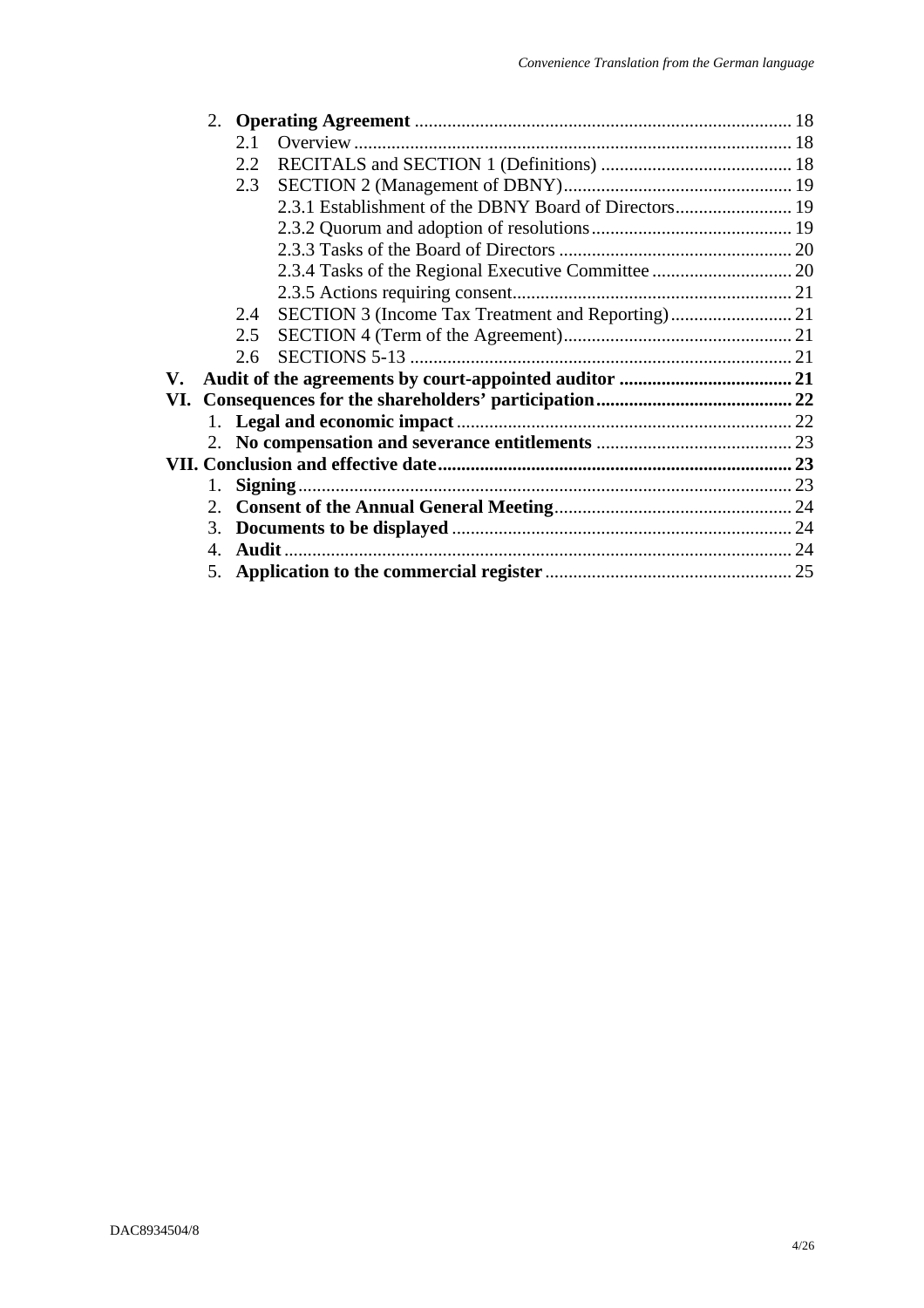2. **Operating Agreement** ................................................................................ 18
    - 2.1 Overview .............................................................................................. 18
    - 2.2 RECITALS and SECTION 1 (Definitions) ......................................... 18
    - 2.3 SECTION 2 (Management of DBNY) ................................................. 19
        - 2.3.1 Establishment of the DBNY Board of Directors ......................... 19
        - 2.3.2 Quorum and adoption of resolutions ........................................... 19
        - 2.3.3 Tasks of the Board of Directors .................................................. 20
        - 2.3.4 Tasks of the Regional Executive Committee .............................. 20
        - 2.3.5 Actions requiring consent ............................................................ 21
    - 2.4 SECTION 3 (Income Tax Treatment and Reporting) .......................... 21
    - 2.5 SECTION 4 (Term of the Agreement) ................................................. 21
    - 2.6 SECTIONS 5-13 .................................................................................. 21

**V. Audit of the agreements by court-appointed auditor** ..................................... 21

**VI. Consequences for the shareholders' participation** .......................................... 22

1. **Legal and economic impact** ........................................................................ 22
2. **No compensation and severance entitlements** .......................................... 23

**VII. Conclusion and effective date** ........................................................................... 23

1. **Signing** .......................................................................................................... 23
2. **Consent of the Annual General Meeting** ................................................... 24
3. **Documents to be displayed** ......................................................................... 24
4. **Audit** ............................................................................................................. 24
5. **Application to the commercial register** ..................................................... 25

DAC8934504/8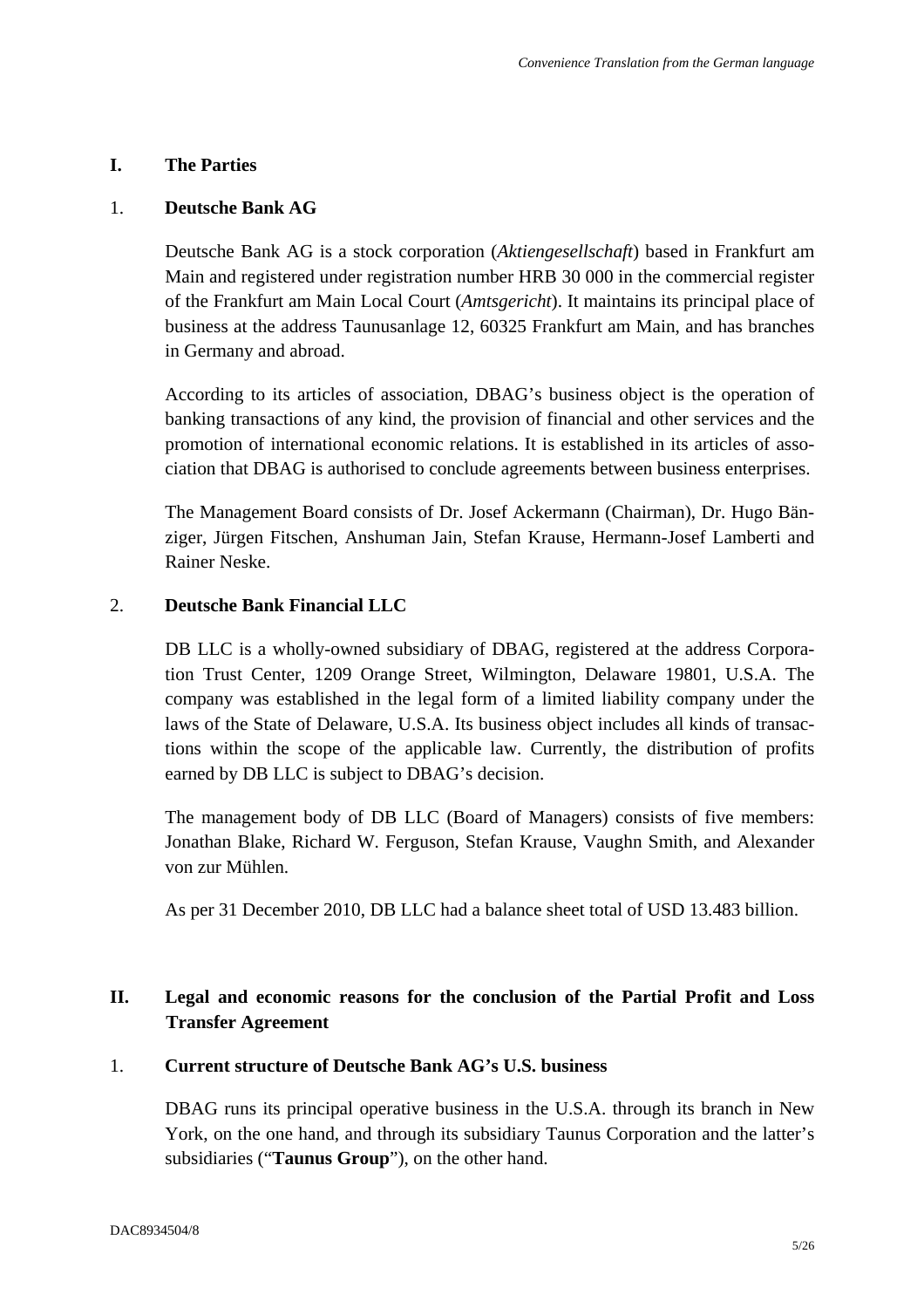## I. The Parties

### 1. Deutsche Bank AG

Deutsche Bank AG is a stock corporation (*Aktiengesellschaft*) based in Frankfurt am Main and registered under registration number HRB 30 000 in the commercial register of the Frankfurt am Main Local Court (*Amtsgericht*). It maintains its principal place of business at the address Taunusanlage 12, 60325 Frankfurt am Main, and has branches in Germany and abroad.

According to its articles of association, DBAG's business object is the operation of banking transactions of any kind, the provision of financial and other services and the promotion of international economic relations. It is established in its articles of association that DBAG is authorised to conclude agreements between business enterprises.

The Management Board consists of Dr. Josef Ackermann (Chairman), Dr. Hugo Bänziger, Jürgen Fitschen, Anshuman Jain, Stefan Krause, Hermann-Josef Lamberti and Rainer Neske.

### 2. Deutsche Bank Financial LLC

DB LLC is a wholly-owned subsidiary of DBAG, registered at the address Corporation Trust Center, 1209 Orange Street, Wilmington, Delaware 19801, U.S.A. The company was established in the legal form of a limited liability company under the laws of the State of Delaware, U.S.A. Its business object includes all kinds of transactions within the scope of the applicable law. Currently, the distribution of profits earned by DB LLC is subject to DBAG's decision.

The management body of DB LLC (Board of Managers) consists of five members: Jonathan Blake, Richard W. Ferguson, Stefan Krause, Vaughn Smith, and Alexander von zur Mühlen.

As per 31 December 2010, DB LLC had a balance sheet total of USD 13.483 billion.

## II. Legal and economic reasons for the conclusion of the Partial Profit and Loss Transfer Agreement

### 1. Current structure of Deutsche Bank AG's U.S. business

DBAG runs its principal operative business in the U.S.A. through its branch in New York, on the one hand, and through its subsidiary Taunus Corporation and the latter's subsidiaries ("**Taunus Group**"), on the other hand.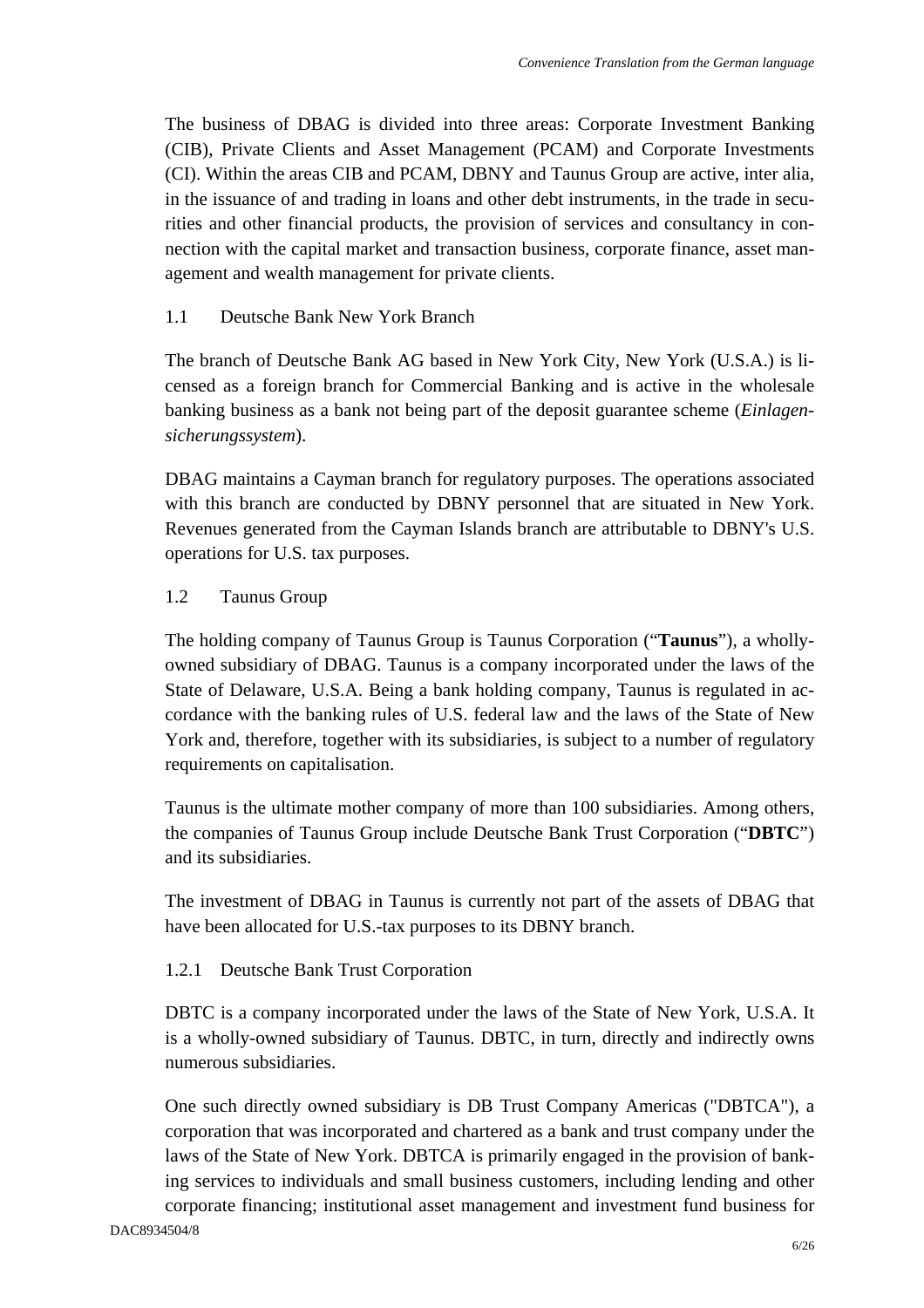The business of DBAG is divided into three areas: Corporate Investment Banking (CIB), Private Clients and Asset Management (PCAM) and Corporate Investments (CI). Within the areas CIB and PCAM, DBNY and Taunus Group are active, inter alia, in the issuance of and trading in loans and other debt instruments, in the trade in securities and other financial products, the provision of services and consultancy in connection with the capital market and transaction business, corporate finance, asset management and wealth management for private clients.

### 1.1 Deutsche Bank New York Branch

The branch of Deutsche Bank AG based in New York City, New York (U.S.A.) is licensed as a foreign branch for Commercial Banking and is active in the wholesale banking business as a bank not being part of the deposit guarantee scheme (*Einlagensicherungssystem*).

DBAG maintains a Cayman branch for regulatory purposes. The operations associated with this branch are conducted by DBNY personnel that are situated in New York. Revenues generated from the Cayman Islands branch are attributable to DBNY's U.S. operations for U.S. tax purposes.

### 1.2 Taunus Group

The holding company of Taunus Group is Taunus Corporation ("**Taunus**"), a wholly-owned subsidiary of DBAG. Taunus is a company incorporated under the laws of the State of Delaware, U.S.A. Being a bank holding company, Taunus is regulated in accordance with the banking rules of U.S. federal law and the laws of the State of New York and, therefore, together with its subsidiaries, is subject to a number of regulatory requirements on capitalisation.

Taunus is the ultimate mother company of more than 100 subsidiaries. Among others, the companies of Taunus Group include Deutsche Bank Trust Corporation ("**DBTC**") and its subsidiaries.

The investment of DBAG in Taunus is currently not part of the assets of DBAG that have been allocated for U.S.-tax purposes to its DBNY branch.

#### 1.2.1 Deutsche Bank Trust Corporation

DBTC is a company incorporated under the laws of the State of New York, U.S.A. It is a wholly-owned subsidiary of Taunus. DBTC, in turn, directly and indirectly owns numerous subsidiaries.

One such directly owned subsidiary is DB Trust Company Americas ("DBTCA"), a corporation that was incorporated and chartered as a bank and trust company under the laws of the State of New York. DBTCA is primarily engaged in the provision of banking services to individuals and small business customers, including lending and other corporate financing; institutional asset management and investment fund business for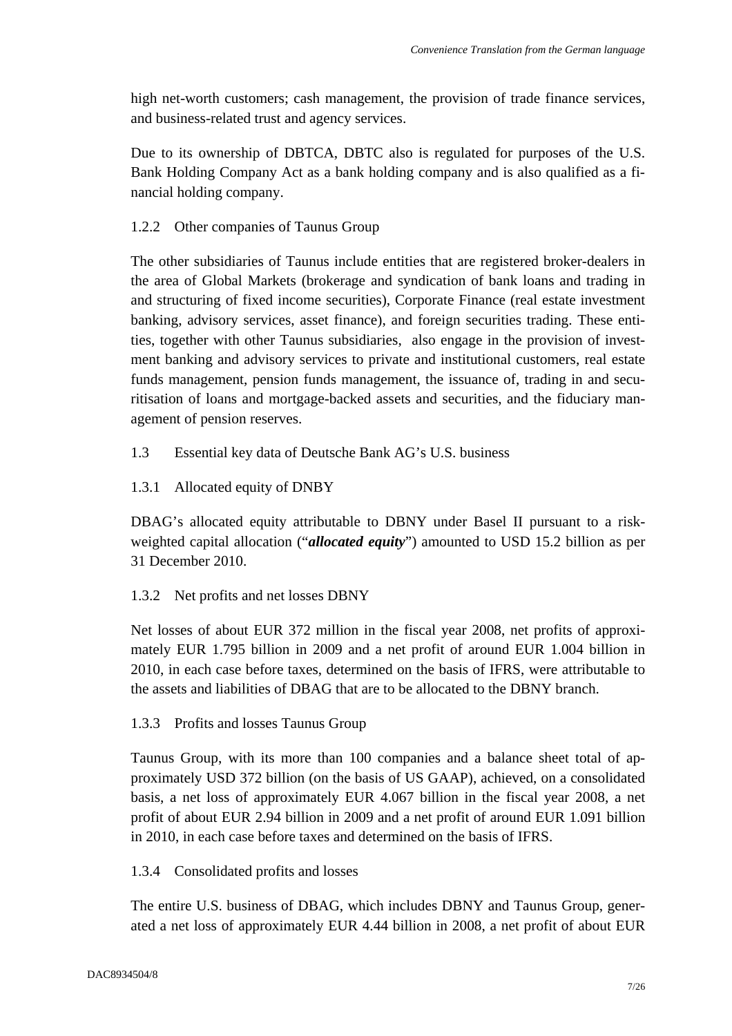high net-worth customers; cash management, the provision of trade finance services, and business-related trust and agency services.

Due to its ownership of DBTCA, DBTC also is regulated for purposes of the U.S. Bank Holding Company Act as a bank holding company and is also qualified as a financial holding company.

### 1.2.2 Other companies of Taunus Group

The other subsidiaries of Taunus include entities that are registered broker-dealers in the area of Global Markets (brokerage and syndication of bank loans and trading in and structuring of fixed income securities), Corporate Finance (real estate investment banking, advisory services, asset finance), and foreign securities trading. These entities, together with other Taunus subsidiaries, also engage in the provision of investment banking and advisory services to private and institutional customers, real estate funds management, pension funds management, the issuance of, trading in and securitisation of loans and mortgage-backed assets and securities, and the fiduciary management of pension reserves.

## 1.3 Essential key data of Deutsche Bank AG's U.S. business

### 1.3.1 Allocated equity of DNBY

DBAG's allocated equity attributable to DBNY under Basel II pursuant to a risk-weighted capital allocation ("***allocated equity***") amounted to USD 15.2 billion as per 31 December 2010.

### 1.3.2 Net profits and net losses DBNY

Net losses of about EUR 372 million in the fiscal year 2008, net profits of approximately EUR 1.795 billion in 2009 and a net profit of around EUR 1.004 billion in 2010, in each case before taxes, determined on the basis of IFRS, were attributable to the assets and liabilities of DBAG that are to be allocated to the DBNY branch.

### 1.3.3 Profits and losses Taunus Group

Taunus Group, with its more than 100 companies and a balance sheet total of approximately USD 372 billion (on the basis of US GAAP), achieved, on a consolidated basis, a net loss of approximately EUR 4.067 billion in the fiscal year 2008, a net profit of about EUR 2.94 billion in 2009 and a net profit of around EUR 1.091 billion in 2010, in each case before taxes and determined on the basis of IFRS.

### 1.3.4 Consolidated profits and losses

The entire U.S. business of DBAG, which includes DBNY and Taunus Group, generated a net loss of approximately EUR 4.44 billion in 2008, a net profit of about EUR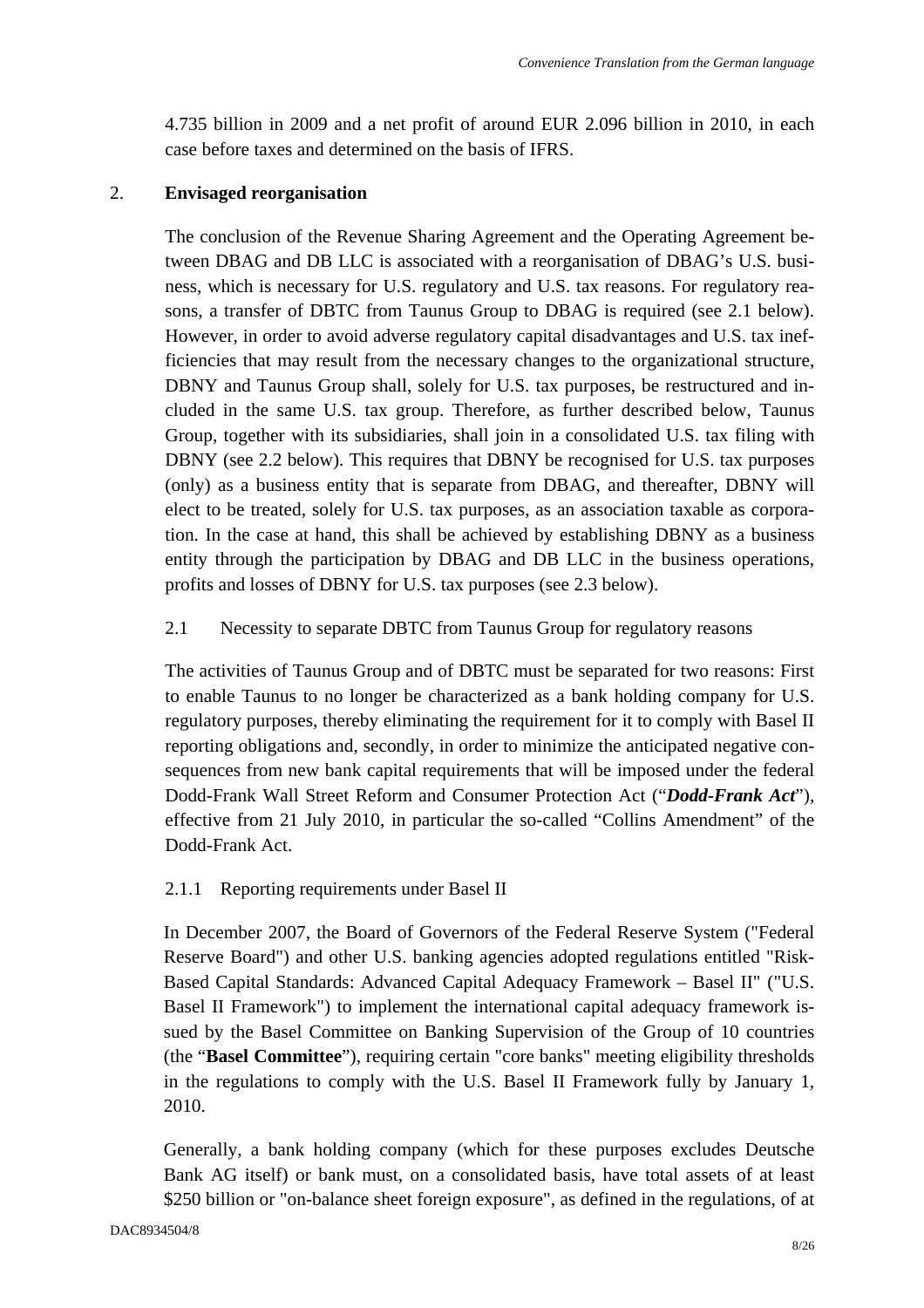4.735 billion in 2009 and a net profit of around EUR 2.096 billion in 2010, in each case before taxes and determined on the basis of IFRS.

## 2. Envisaged reorganisation

The conclusion of the Revenue Sharing Agreement and the Operating Agreement between DBAG and DB LLC is associated with a reorganisation of DBAG's U.S. business, which is necessary for U.S. regulatory and U.S. tax reasons. For regulatory reasons, a transfer of DBTC from Taunus Group to DBAG is required (see 2.1 below). However, in order to avoid adverse regulatory capital disadvantages and U.S. tax inefficiencies that may result from the necessary changes to the organizational structure, DBNY and Taunus Group shall, solely for U.S. tax purposes, be restructured and included in the same U.S. tax group. Therefore, as further described below, Taunus Group, together with its subsidiaries, shall join in a consolidated U.S. tax filing with DBNY (see 2.2 below). This requires that DBNY be recognised for U.S. tax purposes (only) as a business entity that is separate from DBAG, and thereafter, DBNY will elect to be treated, solely for U.S. tax purposes, as an association taxable as corporation. In the case at hand, this shall be achieved by establishing DBNY as a business entity through the participation by DBAG and DB LLC in the business operations, profits and losses of DBNY for U.S. tax purposes (see 2.3 below).

### 2.1 Necessity to separate DBTC from Taunus Group for regulatory reasons

The activities of Taunus Group and of DBTC must be separated for two reasons: First to enable Taunus to no longer be characterized as a bank holding company for U.S. regulatory purposes, thereby eliminating the requirement for it to comply with Basel II reporting obligations and, secondly, in order to minimize the anticipated negative consequences from new bank capital requirements that will be imposed under the federal Dodd-Frank Wall Street Reform and Consumer Protection Act ("***Dodd-Frank Act***"), effective from 21 July 2010, in particular the so-called "Collins Amendment" of the Dodd-Frank Act.

#### 2.1.1 Reporting requirements under Basel II

In December 2007, the Board of Governors of the Federal Reserve System ("Federal Reserve Board") and other U.S. banking agencies adopted regulations entitled "Risk-Based Capital Standards: Advanced Capital Adequacy Framework – Basel II" ("U.S. Basel II Framework") to implement the international capital adequacy framework issued by the Basel Committee on Banking Supervision of the Group of 10 countries (the "**Basel Committee**"), requiring certain "core banks" meeting eligibility thresholds in the regulations to comply with the U.S. Basel II Framework fully by January 1, 2010.

Generally, a bank holding company (which for these purposes excludes Deutsche Bank AG itself) or bank must, on a consolidated basis, have total assets of at least \$250 billion or "on-balance sheet foreign exposure", as defined in the regulations, of at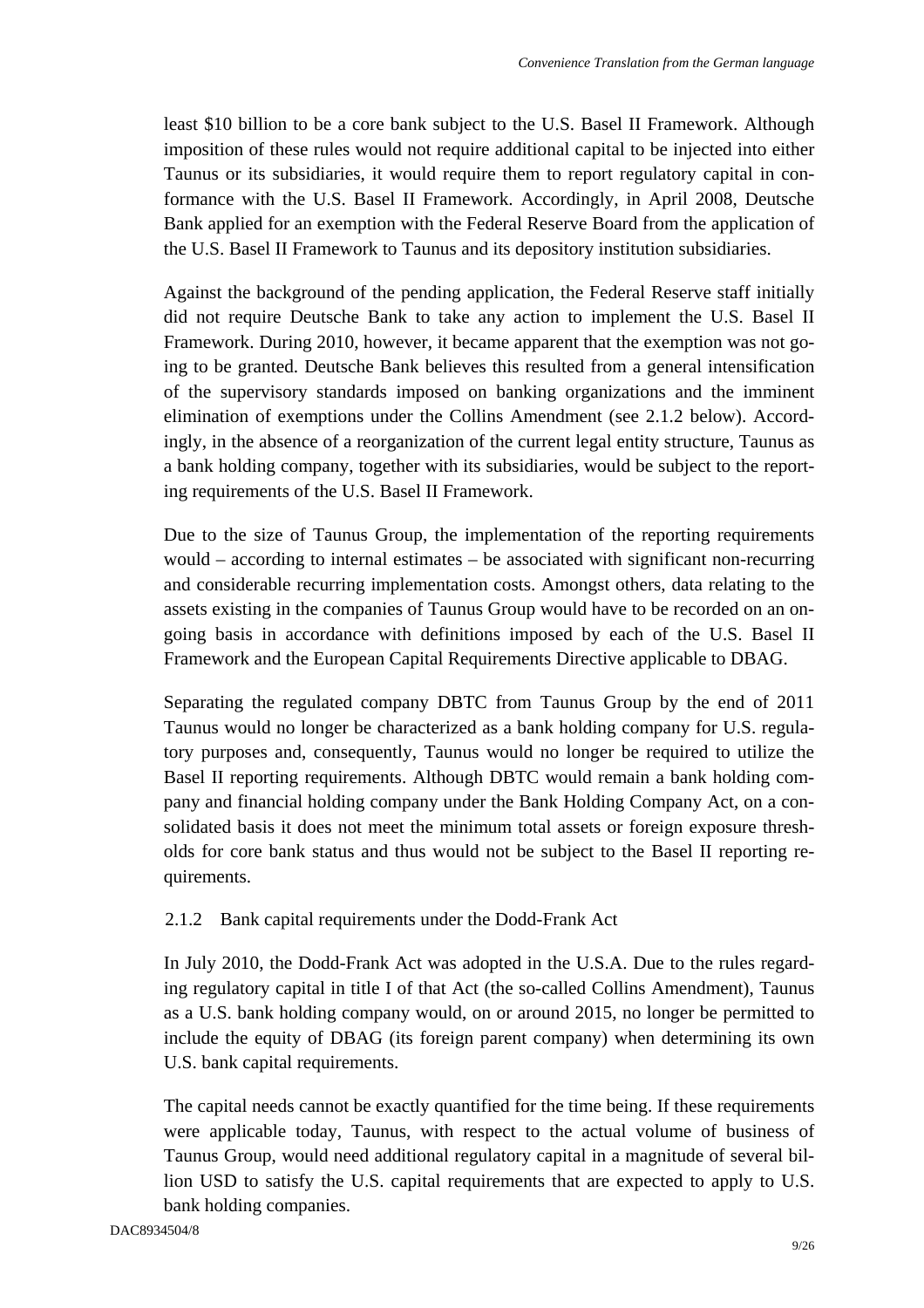least \$10 billion to be a core bank subject to the U.S. Basel II Framework. Although imposition of these rules would not require additional capital to be injected into either Taunus or its subsidiaries, it would require them to report regulatory capital in conformance with the U.S. Basel II Framework. Accordingly, in April 2008, Deutsche Bank applied for an exemption with the Federal Reserve Board from the application of the U.S. Basel II Framework to Taunus and its depository institution subsidiaries.

Against the background of the pending application, the Federal Reserve staff initially did not require Deutsche Bank to take any action to implement the U.S. Basel II Framework. During 2010, however, it became apparent that the exemption was not going to be granted. Deutsche Bank believes this resulted from a general intensification of the supervisory standards imposed on banking organizations and the imminent elimination of exemptions under the Collins Amendment (see 2.1.2 below). Accordingly, in the absence of a reorganization of the current legal entity structure, Taunus as a bank holding company, together with its subsidiaries, would be subject to the reporting requirements of the U.S. Basel II Framework.

Due to the size of Taunus Group, the implementation of the reporting requirements would – according to internal estimates – be associated with significant non-recurring and considerable recurring implementation costs. Amongst others, data relating to the assets existing in the companies of Taunus Group would have to be recorded on an ongoing basis in accordance with definitions imposed by each of the U.S. Basel II Framework and the European Capital Requirements Directive applicable to DBAG.

Separating the regulated company DBTC from Taunus Group by the end of 2011 Taunus would no longer be characterized as a bank holding company for U.S. regulatory purposes and, consequently, Taunus would no longer be required to utilize the Basel II reporting requirements. Although DBTC would remain a bank holding company and financial holding company under the Bank Holding Company Act, on a consolidated basis it does not meet the minimum total assets or foreign exposure thresholds for core bank status and thus would not be subject to the Basel II reporting requirements.

### 2.1.2 Bank capital requirements under the Dodd-Frank Act

In July 2010, the Dodd-Frank Act was adopted in the U.S.A. Due to the rules regarding regulatory capital in title I of that Act (the so-called Collins Amendment), Taunus as a U.S. bank holding company would, on or around 2015, no longer be permitted to include the equity of DBAG (its foreign parent company) when determining its own U.S. bank capital requirements.

The capital needs cannot be exactly quantified for the time being. If these requirements were applicable today, Taunus, with respect to the actual volume of business of Taunus Group, would need additional regulatory capital in a magnitude of several billion USD to satisfy the U.S. capital requirements that are expected to apply to U.S. bank holding companies.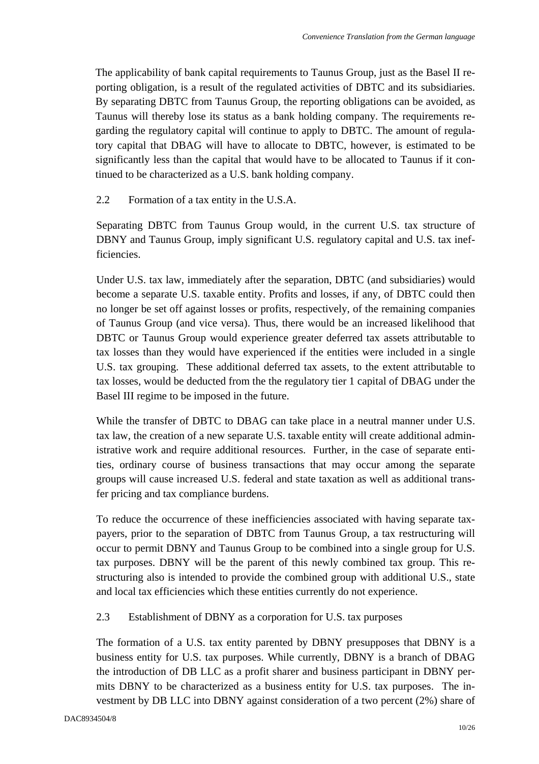The applicability of bank capital requirements to Taunus Group, just as the Basel II reporting obligation, is a result of the regulated activities of DBTC and its subsidiaries. By separating DBTC from Taunus Group, the reporting obligations can be avoided, as Taunus will thereby lose its status as a bank holding company. The requirements regarding the regulatory capital will continue to apply to DBTC. The amount of regulatory capital that DBAG will have to allocate to DBTC, however, is estimated to be significantly less than the capital that would have to be allocated to Taunus if it continued to be characterized as a U.S. bank holding company.

### 2.2 Formation of a tax entity in the U.S.A.

Separating DBTC from Taunus Group would, in the current U.S. tax structure of DBNY and Taunus Group, imply significant U.S. regulatory capital and U.S. tax inefficiencies.

Under U.S. tax law, immediately after the separation, DBTC (and subsidiaries) would become a separate U.S. taxable entity. Profits and losses, if any, of DBTC could then no longer be set off against losses or profits, respectively, of the remaining companies of Taunus Group (and vice versa). Thus, there would be an increased likelihood that DBTC or Taunus Group would experience greater deferred tax assets attributable to tax losses than they would have experienced if the entities were included in a single U.S. tax grouping. These additional deferred tax assets, to the extent attributable to tax losses, would be deducted from the the regulatory tier 1 capital of DBAG under the Basel III regime to be imposed in the future.

While the transfer of DBTC to DBAG can take place in a neutral manner under U.S. tax law, the creation of a new separate U.S. taxable entity will create additional administrative work and require additional resources. Further, in the case of separate entities, ordinary course of business transactions that may occur among the separate groups will cause increased U.S. federal and state taxation as well as additional transfer pricing and tax compliance burdens.

To reduce the occurrence of these inefficiencies associated with having separate taxpayers, prior to the separation of DBTC from Taunus Group, a tax restructuring will occur to permit DBNY and Taunus Group to be combined into a single group for U.S. tax purposes. DBNY will be the parent of this newly combined tax group. This restructuring also is intended to provide the combined group with additional U.S., state and local tax efficiencies which these entities currently do not experience.

### 2.3 Establishment of DBNY as a corporation for U.S. tax purposes

The formation of a U.S. tax entity parented by DBNY presupposes that DBNY is a business entity for U.S. tax purposes. While currently, DBNY is a branch of DBAG the introduction of DB LLC as a profit sharer and business participant in DBNY permits DBNY to be characterized as a business entity for U.S. tax purposes. The investment by DB LLC into DBNY against consideration of a two percent (2%) share of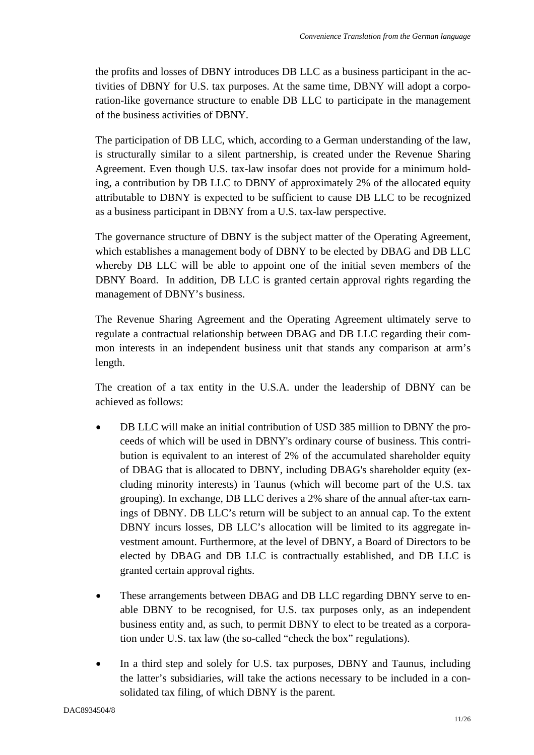the profits and losses of DBNY introduces DB LLC as a business participant in the activities of DBNY for U.S. tax purposes. At the same time, DBNY will adopt a corporation-like governance structure to enable DB LLC to participate in the management of the business activities of DBNY.

The participation of DB LLC, which, according to a German understanding of the law, is structurally similar to a silent partnership, is created under the Revenue Sharing Agreement. Even though U.S. tax-law insofar does not provide for a minimum holding, a contribution by DB LLC to DBNY of approximately 2% of the allocated equity attributable to DBNY is expected to be sufficient to cause DB LLC to be recognized as a business participant in DBNY from a U.S. tax-law perspective.

The governance structure of DBNY is the subject matter of the Operating Agreement, which establishes a management body of DBNY to be elected by DBAG and DB LLC whereby DB LLC will be able to appoint one of the initial seven members of the DBNY Board. In addition, DB LLC is granted certain approval rights regarding the management of DBNY's business.

The Revenue Sharing Agreement and the Operating Agreement ultimately serve to regulate a contractual relationship between DBAG and DB LLC regarding their common interests in an independent business unit that stands any comparison at arm's length.

The creation of a tax entity in the U.S.A. under the leadership of DBNY can be achieved as follows:

- DB LLC will make an initial contribution of USD 385 million to DBNY the proceeds of which will be used in DBNY's ordinary course of business. This contribution is equivalent to an interest of 2% of the accumulated shareholder equity of DBAG that is allocated to DBNY, including DBAG's shareholder equity (excluding minority interests) in Taunus (which will become part of the U.S. tax grouping). In exchange, DB LLC derives a 2% share of the annual after-tax earnings of DBNY. DB LLC's return will be subject to an annual cap. To the extent DBNY incurs losses, DB LLC's allocation will be limited to its aggregate investment amount. Furthermore, at the level of DBNY, a Board of Directors to be elected by DBAG and DB LLC is contractually established, and DB LLC is granted certain approval rights.

- These arrangements between DBAG and DB LLC regarding DBNY serve to enable DBNY to be recognised, for U.S. tax purposes only, as an independent business entity and, as such, to permit DBNY to elect to be treated as a corporation under U.S. tax law (the so-called "check the box" regulations).

- In a third step and solely for U.S. tax purposes, DBNY and Taunus, including the latter's subsidiaries, will take the actions necessary to be included in a consolidated tax filing, of which DBNY is the parent.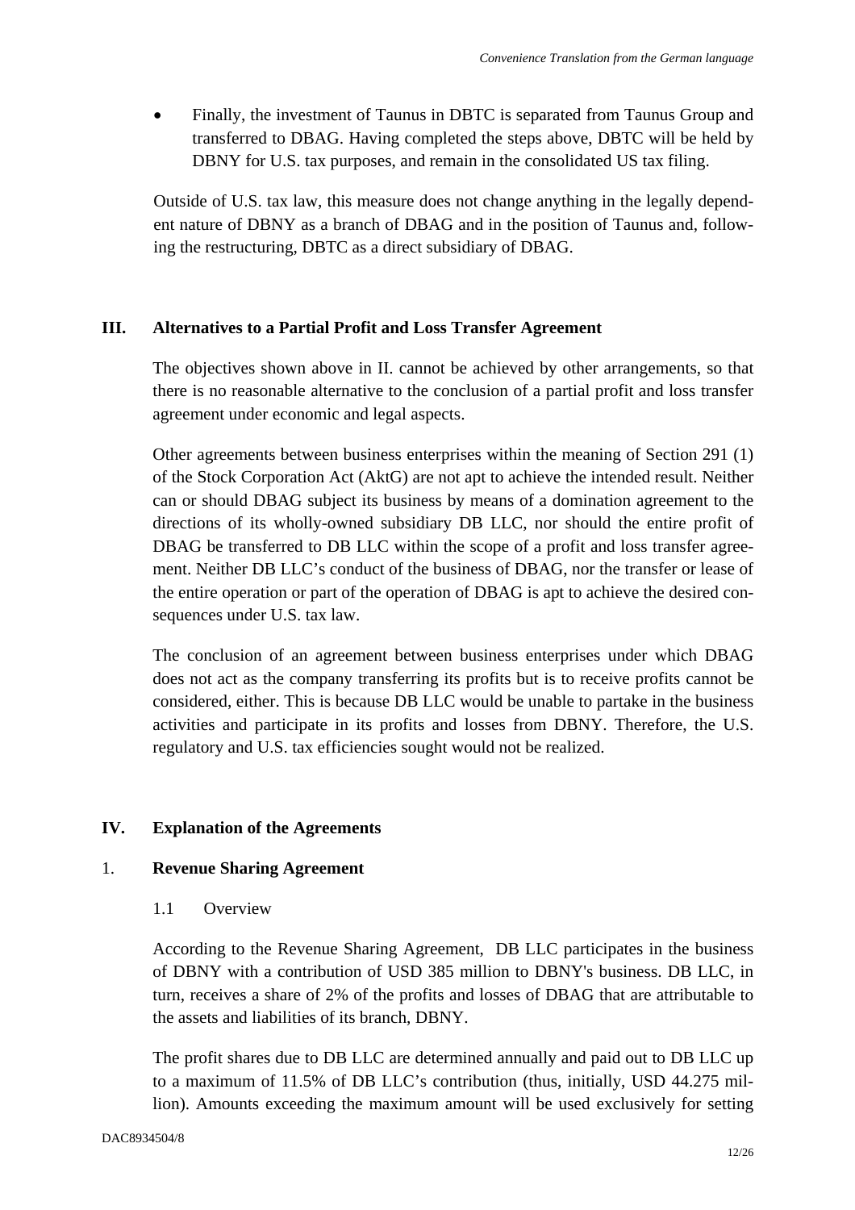- Finally, the investment of Taunus in DBTC is separated from Taunus Group and transferred to DBAG. Having completed the steps above, DBTC will be held by DBNY for U.S. tax purposes, and remain in the consolidated US tax filing.

Outside of U.S. tax law, this measure does not change anything in the legally dependent nature of DBNY as a branch of DBAG and in the position of Taunus and, following the restructuring, DBTC as a direct subsidiary of DBAG.

## III. Alternatives to a Partial Profit and Loss Transfer Agreement

The objectives shown above in II. cannot be achieved by other arrangements, so that there is no reasonable alternative to the conclusion of a partial profit and loss transfer agreement under economic and legal aspects.

Other agreements between business enterprises within the meaning of Section 291 (1) of the Stock Corporation Act (AktG) are not apt to achieve the intended result. Neither can or should DBAG subject its business by means of a domination agreement to the directions of its wholly-owned subsidiary DB LLC, nor should the entire profit of DBAG be transferred to DB LLC within the scope of a profit and loss transfer agreement. Neither DB LLC's conduct of the business of DBAG, nor the transfer or lease of the entire operation or part of the operation of DBAG is apt to achieve the desired consequences under U.S. tax law.

The conclusion of an agreement between business enterprises under which DBAG does not act as the company transferring its profits but is to receive profits cannot be considered, either. This is because DB LLC would be unable to partake in the business activities and participate in its profits and losses from DBNY. Therefore, the U.S. regulatory and U.S. tax efficiencies sought would not be realized.

## IV. Explanation of the Agreements

### 1. Revenue Sharing Agreement

#### 1.1 Overview

According to the Revenue Sharing Agreement, DB LLC participates in the business of DBNY with a contribution of USD 385 million to DBNY's business. DB LLC, in turn, receives a share of 2% of the profits and losses of DBAG that are attributable to the assets and liabilities of its branch, DBNY.

The profit shares due to DB LLC are determined annually and paid out to DB LLC up to a maximum of 11.5% of DB LLC's contribution (thus, initially, USD 44.275 million). Amounts exceeding the maximum amount will be used exclusively for setting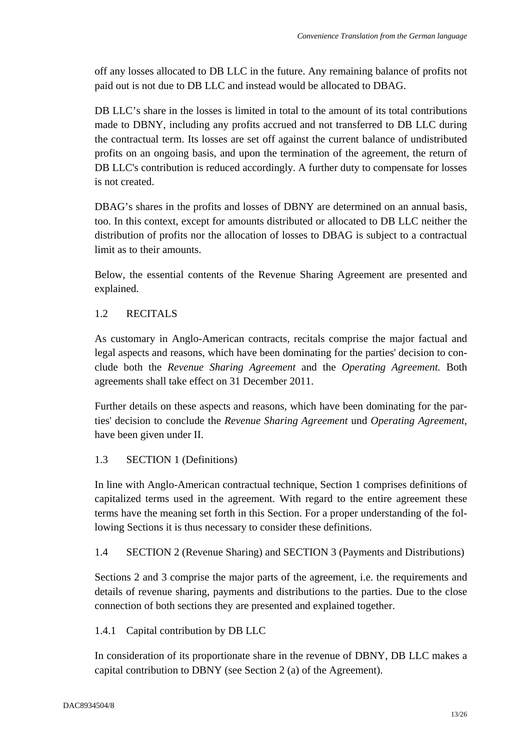off any losses allocated to DB LLC in the future. Any remaining balance of profits not paid out is not due to DB LLC and instead would be allocated to DBAG.

DB LLC's share in the losses is limited in total to the amount of its total contributions made to DBNY, including any profits accrued and not transferred to DB LLC during the contractual term. Its losses are set off against the current balance of undistributed profits on an ongoing basis, and upon the termination of the agreement, the return of DB LLC's contribution is reduced accordingly. A further duty to compensate for losses is not created.

DBAG's shares in the profits and losses of DBNY are determined on an annual basis, too. In this context, except for amounts distributed or allocated to DB LLC neither the distribution of profits nor the allocation of losses to DBAG is subject to a contractual limit as to their amounts.

Below, the essential contents of the Revenue Sharing Agreement are presented and explained.

### 1.2 RECITALS

As customary in Anglo-American contracts, recitals comprise the major factual and legal aspects and reasons, which have been dominating for the parties' decision to conclude both the *Revenue Sharing Agreement* and the *Operating Agreement.* Both agreements shall take effect on 31 December 2011.

Further details on these aspects and reasons, which have been dominating for the parties' decision to conclude the *Revenue Sharing Agreement* und *Operating Agreement*, have been given under II.

### 1.3 SECTION 1 (Definitions)

In line with Anglo-American contractual technique, Section 1 comprises definitions of capitalized terms used in the agreement. With regard to the entire agreement these terms have the meaning set forth in this Section. For a proper understanding of the following Sections it is thus necessary to consider these definitions.

### 1.4 SECTION 2 (Revenue Sharing) and SECTION 3 (Payments and Distributions)

Sections 2 and 3 comprise the major parts of the agreement, i.e. the requirements and details of revenue sharing, payments and distributions to the parties. Due to the close connection of both sections they are presented and explained together.

#### 1.4.1 Capital contribution by DB LLC

In consideration of its proportionate share in the revenue of DBNY, DB LLC makes a capital contribution to DBNY (see Section 2 (a) of the Agreement).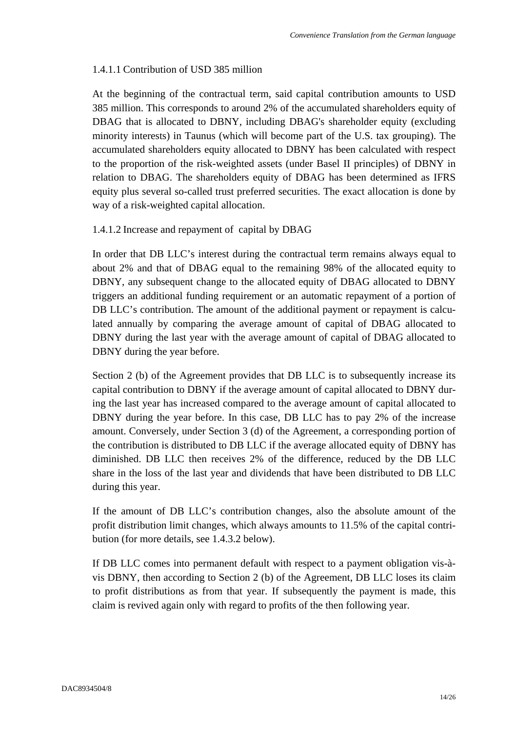#### 1.4.1.1 Contribution of USD 385 million

At the beginning of the contractual term, said capital contribution amounts to USD 385 million. This corresponds to around 2% of the accumulated shareholders equity of DBAG that is allocated to DBNY, including DBAG's shareholder equity (excluding minority interests) in Taunus (which will become part of the U.S. tax grouping). The accumulated shareholders equity allocated to DBNY has been calculated with respect to the proportion of the risk-weighted assets (under Basel II principles) of DBNY in relation to DBAG. The shareholders equity of DBAG has been determined as IFRS equity plus several so-called trust preferred securities. The exact allocation is done by way of a risk-weighted capital allocation.

#### 1.4.1.2 Increase and repayment of capital by DBAG

In order that DB LLC's interest during the contractual term remains always equal to about 2% and that of DBAG equal to the remaining 98% of the allocated equity to DBNY, any subsequent change to the allocated equity of DBAG allocated to DBNY triggers an additional funding requirement or an automatic repayment of a portion of DB LLC's contribution. The amount of the additional payment or repayment is calculated annually by comparing the average amount of capital of DBAG allocated to DBNY during the last year with the average amount of capital of DBAG allocated to DBNY during the year before.

Section 2 (b) of the Agreement provides that DB LLC is to subsequently increase its capital contribution to DBNY if the average amount of capital allocated to DBNY during the last year has increased compared to the average amount of capital allocated to DBNY during the year before. In this case, DB LLC has to pay 2% of the increase amount. Conversely, under Section 3 (d) of the Agreement, a corresponding portion of the contribution is distributed to DB LLC if the average allocated equity of DBNY has diminished. DB LLC then receives 2% of the difference, reduced by the DB LLC share in the loss of the last year and dividends that have been distributed to DB LLC during this year.

If the amount of DB LLC's contribution changes, also the absolute amount of the profit distribution limit changes, which always amounts to 11.5% of the capital contribution (for more details, see 1.4.3.2 below).

If DB LLC comes into permanent default with respect to a payment obligation vis-à-vis DBNY, then according to Section 2 (b) of the Agreement, DB LLC loses its claim to profit distributions as from that year. If subsequently the payment is made, this claim is revived again only with regard to profits of the then following year.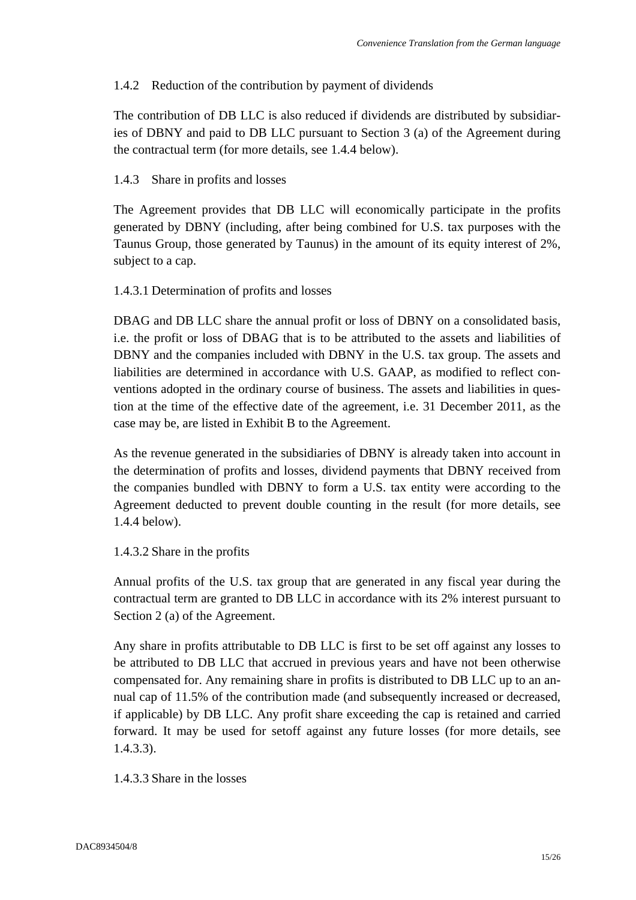1.4.2 Reduction of the contribution by payment of dividends

The contribution of DB LLC is also reduced if dividends are distributed by subsidiaries of DBNY and paid to DB LLC pursuant to Section 3 (a) of the Agreement during the contractual term (for more details, see 1.4.4 below).

1.4.3 Share in profits and losses

The Agreement provides that DB LLC will economically participate in the profits generated by DBNY (including, after being combined for U.S. tax purposes with the Taunus Group, those generated by Taunus) in the amount of its equity interest of 2%, subject to a cap.

1.4.3.1 Determination of profits and losses

DBAG and DB LLC share the annual profit or loss of DBNY on a consolidated basis, i.e. the profit or loss of DBAG that is to be attributed to the assets and liabilities of DBNY and the companies included with DBNY in the U.S. tax group. The assets and liabilities are determined in accordance with U.S. GAAP, as modified to reflect conventions adopted in the ordinary course of business. The assets and liabilities in question at the time of the effective date of the agreement, i.e. 31 December 2011, as the case may be, are listed in Exhibit B to the Agreement.

As the revenue generated in the subsidiaries of DBNY is already taken into account in the determination of profits and losses, dividend payments that DBNY received from the companies bundled with DBNY to form a U.S. tax entity were according to the Agreement deducted to prevent double counting in the result (for more details, see 1.4.4 below).

1.4.3.2 Share in the profits

Annual profits of the U.S. tax group that are generated in any fiscal year during the contractual term are granted to DB LLC in accordance with its 2% interest pursuant to Section 2 (a) of the Agreement.

Any share in profits attributable to DB LLC is first to be set off against any losses to be attributed to DB LLC that accrued in previous years and have not been otherwise compensated for. Any remaining share in profits is distributed to DB LLC up to an annual cap of 11.5% of the contribution made (and subsequently increased or decreased, if applicable) by DB LLC. Any profit share exceeding the cap is retained and carried forward. It may be used for setoff against any future losses (for more details, see 1.4.3.3).

1.4.3.3 Share in the losses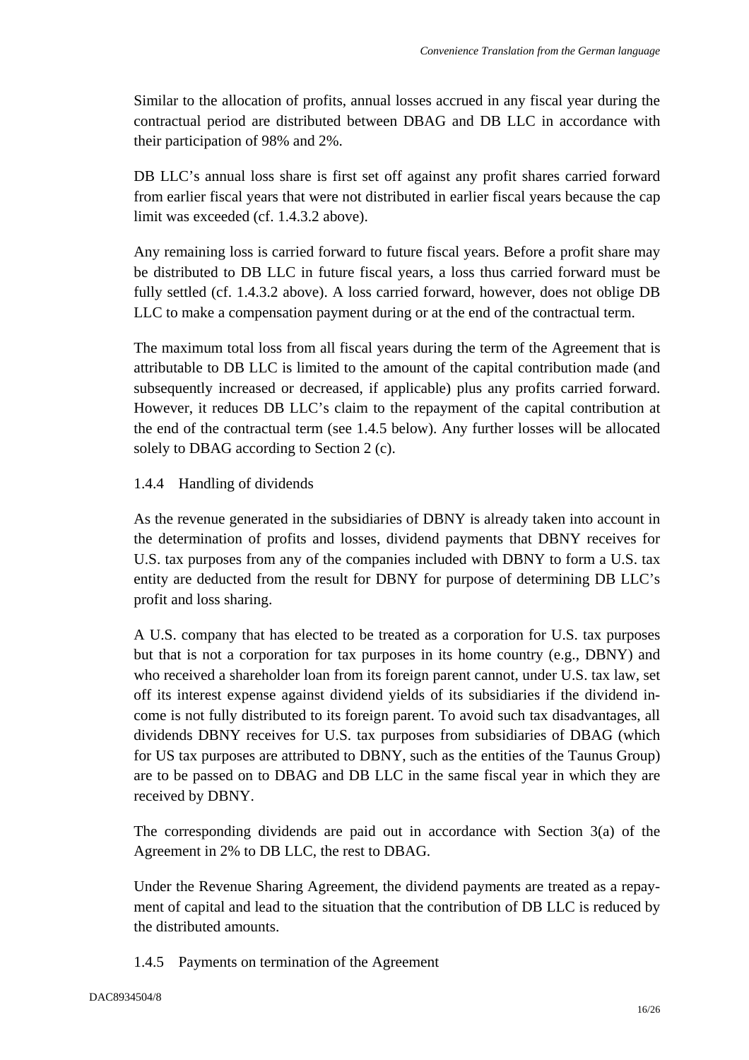Similar to the allocation of profits, annual losses accrued in any fiscal year during the contractual period are distributed between DBAG and DB LLC in accordance with their participation of 98% and 2%.

DB LLC's annual loss share is first set off against any profit shares carried forward from earlier fiscal years that were not distributed in earlier fiscal years because the cap limit was exceeded (cf. 1.4.3.2 above).

Any remaining loss is carried forward to future fiscal years. Before a profit share may be distributed to DB LLC in future fiscal years, a loss thus carried forward must be fully settled (cf. 1.4.3.2 above). A loss carried forward, however, does not oblige DB LLC to make a compensation payment during or at the end of the contractual term.

The maximum total loss from all fiscal years during the term of the Agreement that is attributable to DB LLC is limited to the amount of the capital contribution made (and subsequently increased or decreased, if applicable) plus any profits carried forward. However, it reduces DB LLC's claim to the repayment of the capital contribution at the end of the contractual term (see 1.4.5 below). Any further losses will be allocated solely to DBAG according to Section 2 (c).

### 1.4.4 Handling of dividends

As the revenue generated in the subsidiaries of DBNY is already taken into account in the determination of profits and losses, dividend payments that DBNY receives for U.S. tax purposes from any of the companies included with DBNY to form a U.S. tax entity are deducted from the result for DBNY for purpose of determining DB LLC's profit and loss sharing.

A U.S. company that has elected to be treated as a corporation for U.S. tax purposes but that is not a corporation for tax purposes in its home country (e.g., DBNY) and who received a shareholder loan from its foreign parent cannot, under U.S. tax law, set off its interest expense against dividend yields of its subsidiaries if the dividend income is not fully distributed to its foreign parent. To avoid such tax disadvantages, all dividends DBNY receives for U.S. tax purposes from subsidiaries of DBAG (which for US tax purposes are attributed to DBNY, such as the entities of the Taunus Group) are to be passed on to DBAG and DB LLC in the same fiscal year in which they are received by DBNY.

The corresponding dividends are paid out in accordance with Section 3(a) of the Agreement in 2% to DB LLC, the rest to DBAG.

Under the Revenue Sharing Agreement, the dividend payments are treated as a repayment of capital and lead to the situation that the contribution of DB LLC is reduced by the distributed amounts.

### 1.4.5 Payments on termination of the Agreement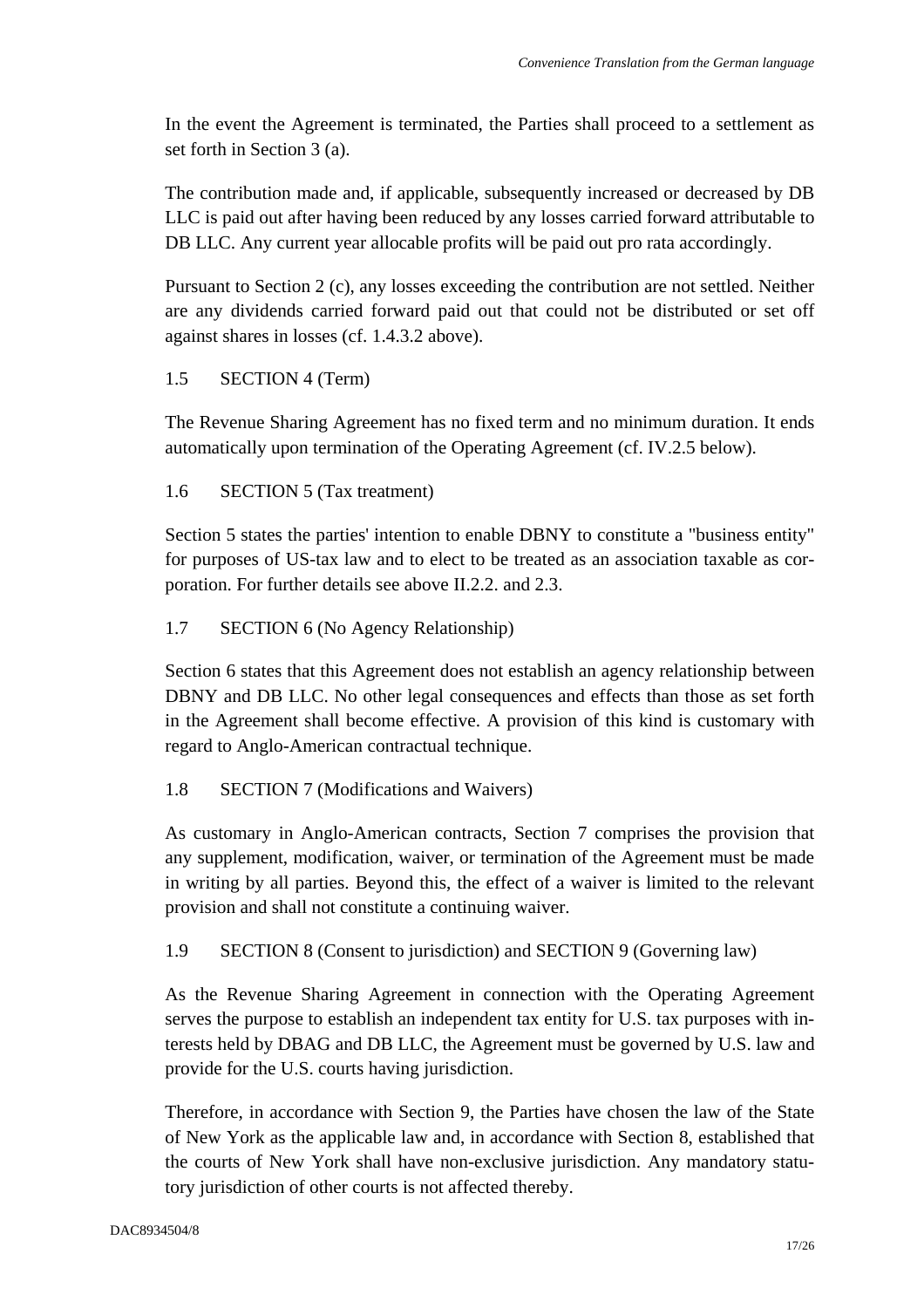In the event the Agreement is terminated, the Parties shall proceed to a settlement as set forth in Section 3 (a).

The contribution made and, if applicable, subsequently increased or decreased by DB LLC is paid out after having been reduced by any losses carried forward attributable to DB LLC. Any current year allocable profits will be paid out pro rata accordingly.

Pursuant to Section 2 (c), any losses exceeding the contribution are not settled. Neither are any dividends carried forward paid out that could not be distributed or set off against shares in losses (cf. 1.4.3.2 above).

### 1.5 SECTION 4 (Term)

The Revenue Sharing Agreement has no fixed term and no minimum duration. It ends automatically upon termination of the Operating Agreement (cf. IV.2.5 below).

### 1.6 SECTION 5 (Tax treatment)

Section 5 states the parties' intention to enable DBNY to constitute a "business entity" for purposes of US-tax law and to elect to be treated as an association taxable as corporation. For further details see above II.2.2. and 2.3.

### 1.7 SECTION 6 (No Agency Relationship)

Section 6 states that this Agreement does not establish an agency relationship between DBNY and DB LLC. No other legal consequences and effects than those as set forth in the Agreement shall become effective. A provision of this kind is customary with regard to Anglo-American contractual technique.

### 1.8 SECTION 7 (Modifications and Waivers)

As customary in Anglo-American contracts, Section 7 comprises the provision that any supplement, modification, waiver, or termination of the Agreement must be made in writing by all parties. Beyond this, the effect of a waiver is limited to the relevant provision and shall not constitute a continuing waiver.

### 1.9 SECTION 8 (Consent to jurisdiction) and SECTION 9 (Governing law)

As the Revenue Sharing Agreement in connection with the Operating Agreement serves the purpose to establish an independent tax entity for U.S. tax purposes with interests held by DBAG and DB LLC, the Agreement must be governed by U.S. law and provide for the U.S. courts having jurisdiction.

Therefore, in accordance with Section 9, the Parties have chosen the law of the State of New York as the applicable law and, in accordance with Section 8, established that the courts of New York shall have non-exclusive jurisdiction. Any mandatory statutory jurisdiction of other courts is not affected thereby.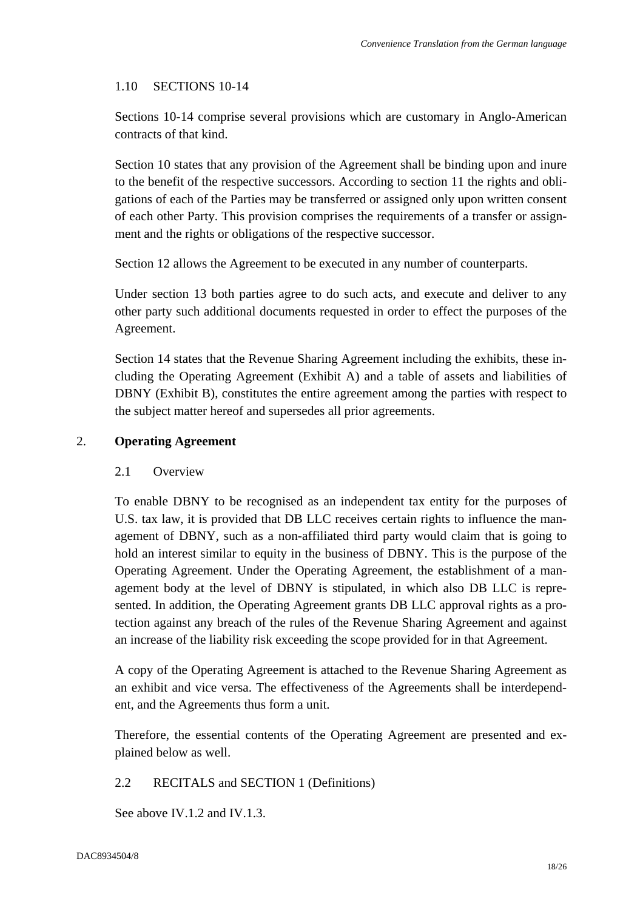### 1.10 SECTIONS 10-14

Sections 10-14 comprise several provisions which are customary in Anglo-American contracts of that kind.

Section 10 states that any provision of the Agreement shall be binding upon and inure to the benefit of the respective successors. According to section 11 the rights and obligations of each of the Parties may be transferred or assigned only upon written consent of each other Party. This provision comprises the requirements of a transfer or assignment and the rights or obligations of the respective successor.

Section 12 allows the Agreement to be executed in any number of counterparts.

Under section 13 both parties agree to do such acts, and execute and deliver to any other party such additional documents requested in order to effect the purposes of the Agreement.

Section 14 states that the Revenue Sharing Agreement including the exhibits, these including the Operating Agreement (Exhibit A) and a table of assets and liabilities of DBNY (Exhibit B), constitutes the entire agreement among the parties with respect to the subject matter hereof and supersedes all prior agreements.

## 2. **Operating Agreement**

### 2.1 Overview

To enable DBNY to be recognised as an independent tax entity for the purposes of U.S. tax law, it is provided that DB LLC receives certain rights to influence the management of DBNY, such as a non-affiliated third party would claim that is going to hold an interest similar to equity in the business of DBNY. This is the purpose of the Operating Agreement. Under the Operating Agreement, the establishment of a management body at the level of DBNY is stipulated, in which also DB LLC is represented. In addition, the Operating Agreement grants DB LLC approval rights as a protection against any breach of the rules of the Revenue Sharing Agreement and against an increase of the liability risk exceeding the scope provided for in that Agreement.

A copy of the Operating Agreement is attached to the Revenue Sharing Agreement as an exhibit and vice versa. The effectiveness of the Agreements shall be interdependent, and the Agreements thus form a unit.

Therefore, the essential contents of the Operating Agreement are presented and explained below as well.

### 2.2 RECITALS and SECTION 1 (Definitions)

See above IV.1.2 and IV.1.3.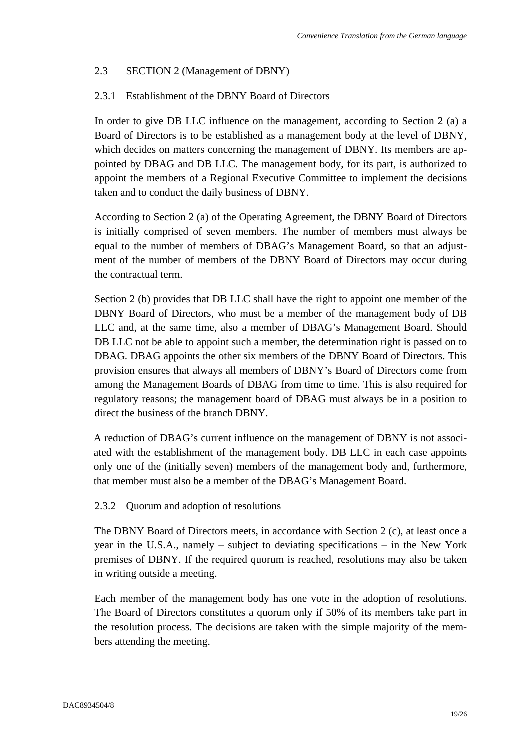## 2.3 SECTION 2 (Management of DBNY)

### 2.3.1 Establishment of the DBNY Board of Directors

In order to give DB LLC influence on the management, according to Section 2 (a) a Board of Directors is to be established as a management body at the level of DBNY, which decides on matters concerning the management of DBNY. Its members are appointed by DBAG and DB LLC. The management body, for its part, is authorized to appoint the members of a Regional Executive Committee to implement the decisions taken and to conduct the daily business of DBNY.

According to Section 2 (a) of the Operating Agreement, the DBNY Board of Directors is initially comprised of seven members. The number of members must always be equal to the number of members of DBAG's Management Board, so that an adjustment of the number of members of the DBNY Board of Directors may occur during the contractual term.

Section 2 (b) provides that DB LLC shall have the right to appoint one member of the DBNY Board of Directors, who must be a member of the management body of DB LLC and, at the same time, also a member of DBAG's Management Board. Should DB LLC not be able to appoint such a member, the determination right is passed on to DBAG. DBAG appoints the other six members of the DBNY Board of Directors. This provision ensures that always all members of DBNY's Board of Directors come from among the Management Boards of DBAG from time to time. This is also required for regulatory reasons; the management board of DBAG must always be in a position to direct the business of the branch DBNY.

A reduction of DBAG's current influence on the management of DBNY is not associated with the establishment of the management body. DB LLC in each case appoints only one of the (initially seven) members of the management body and, furthermore, that member must also be a member of the DBAG's Management Board.

### 2.3.2 Quorum and adoption of resolutions

The DBNY Board of Directors meets, in accordance with Section 2 (c), at least once a year in the U.S.A., namely – subject to deviating specifications – in the New York premises of DBNY. If the required quorum is reached, resolutions may also be taken in writing outside a meeting.

Each member of the management body has one vote in the adoption of resolutions. The Board of Directors constitutes a quorum only if 50% of its members take part in the resolution process. The decisions are taken with the simple majority of the members attending the meeting.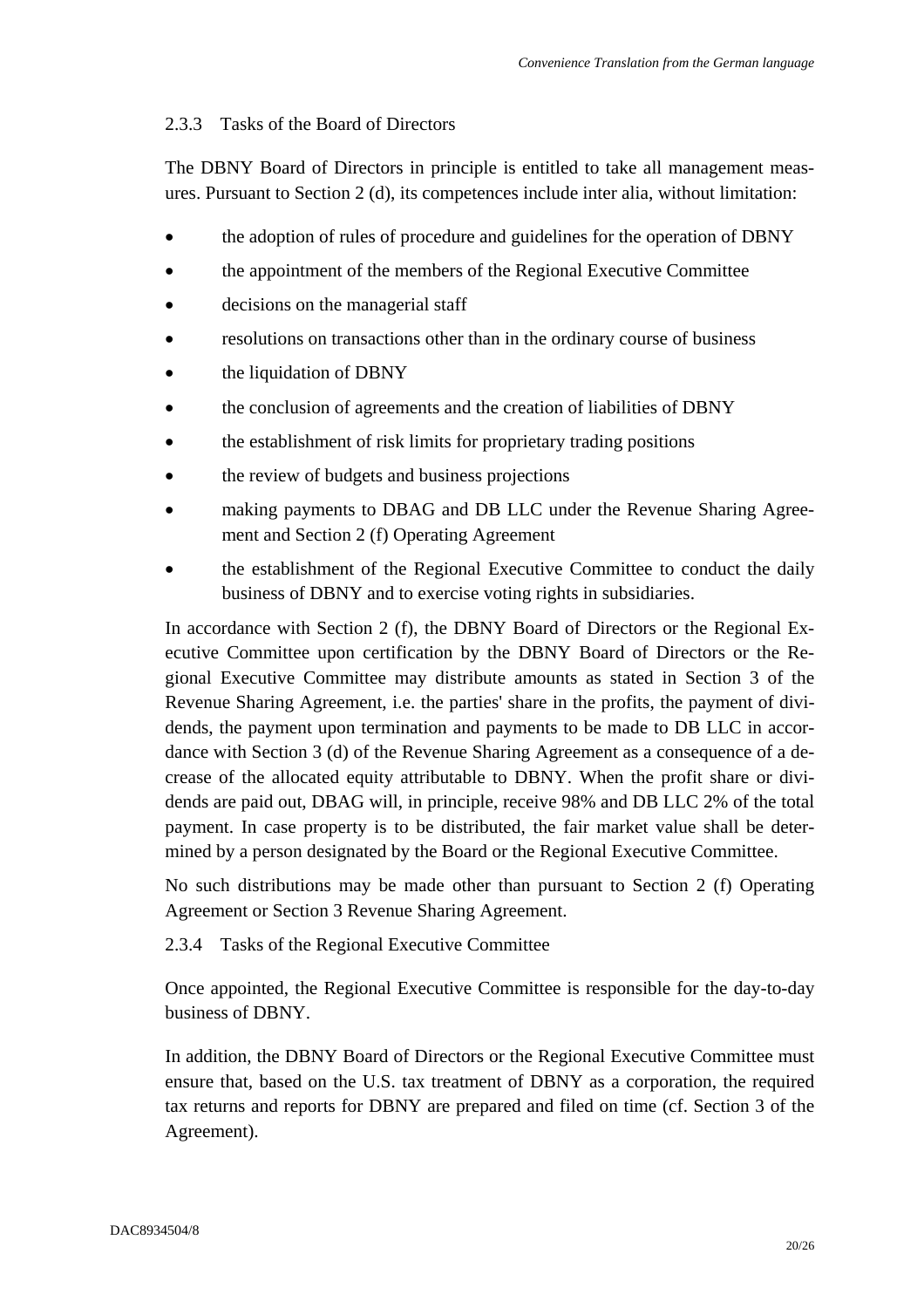### 2.3.3 Tasks of the Board of Directors

The DBNY Board of Directors in principle is entitled to take all management measures. Pursuant to Section 2 (d), its competences include inter alia, without limitation:

- the adoption of rules of procedure and guidelines for the operation of DBNY
- the appointment of the members of the Regional Executive Committee
- decisions on the managerial staff
- resolutions on transactions other than in the ordinary course of business
- the liquidation of DBNY
- the conclusion of agreements and the creation of liabilities of DBNY
- the establishment of risk limits for proprietary trading positions
- the review of budgets and business projections
- making payments to DBAG and DB LLC under the Revenue Sharing Agreement and Section 2 (f) Operating Agreement
- the establishment of the Regional Executive Committee to conduct the daily business of DBNY and to exercise voting rights in subsidiaries.

In accordance with Section 2 (f), the DBNY Board of Directors or the Regional Executive Committee upon certification by the DBNY Board of Directors or the Regional Executive Committee may distribute amounts as stated in Section 3 of the Revenue Sharing Agreement, i.e. the parties' share in the profits, the payment of dividends, the payment upon termination and payments to be made to DB LLC in accordance with Section 3 (d) of the Revenue Sharing Agreement as a consequence of a decrease of the allocated equity attributable to DBNY. When the profit share or dividends are paid out, DBAG will, in principle, receive 98% and DB LLC 2% of the total payment. In case property is to be distributed, the fair market value shall be determined by a person designated by the Board or the Regional Executive Committee.

No such distributions may be made other than pursuant to Section 2 (f) Operating Agreement or Section 3 Revenue Sharing Agreement.

### 2.3.4 Tasks of the Regional Executive Committee

Once appointed, the Regional Executive Committee is responsible for the day-to-day business of DBNY.

In addition, the DBNY Board of Directors or the Regional Executive Committee must ensure that, based on the U.S. tax treatment of DBNY as a corporation, the required tax returns and reports for DBNY are prepared and filed on time (cf. Section 3 of the Agreement).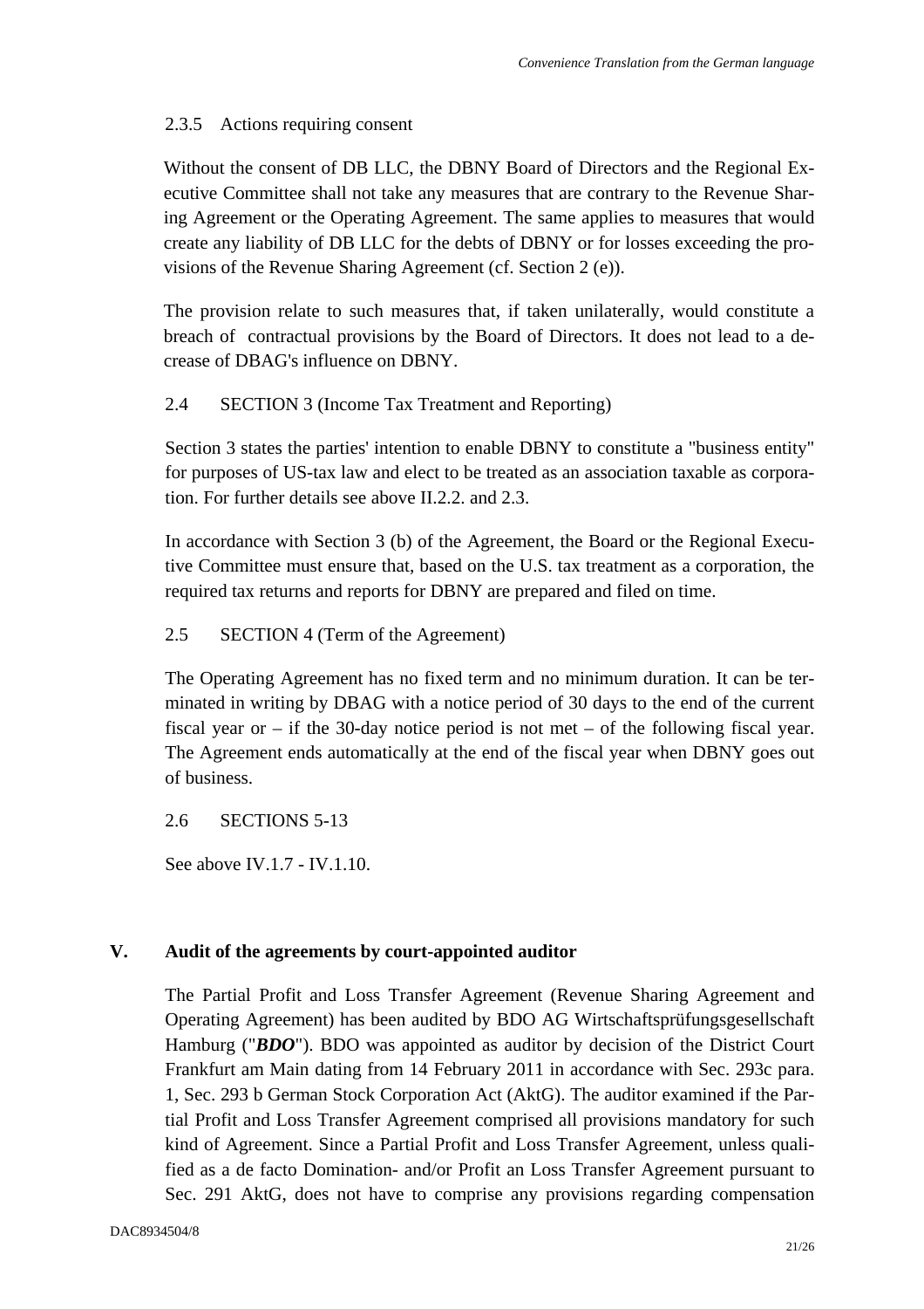2.3.5 Actions requiring consent

Without the consent of DB LLC, the DBNY Board of Directors and the Regional Executive Committee shall not take any measures that are contrary to the Revenue Sharing Agreement or the Operating Agreement. The same applies to measures that would create any liability of DB LLC for the debts of DBNY or for losses exceeding the provisions of the Revenue Sharing Agreement (cf. Section 2 (e)).

The provision relate to such measures that, if taken unilaterally, would constitute a breach of contractual provisions by the Board of Directors. It does not lead to a decrease of DBAG's influence on DBNY.

2.4 SECTION 3 (Income Tax Treatment and Reporting)

Section 3 states the parties' intention to enable DBNY to constitute a "business entity" for purposes of US-tax law and elect to be treated as an association taxable as corporation. For further details see above II.2.2. and 2.3.

In accordance with Section 3 (b) of the Agreement, the Board or the Regional Executive Committee must ensure that, based on the U.S. tax treatment as a corporation, the required tax returns and reports for DBNY are prepared and filed on time.

2.5 SECTION 4 (Term of the Agreement)

The Operating Agreement has no fixed term and no minimum duration. It can be terminated in writing by DBAG with a notice period of 30 days to the end of the current fiscal year or – if the 30-day notice period is not met – of the following fiscal year. The Agreement ends automatically at the end of the fiscal year when DBNY goes out of business.

2.6 SECTIONS 5-13

See above IV.1.7 - IV.1.10.

## V. Audit of the agreements by court-appointed auditor

The Partial Profit and Loss Transfer Agreement (Revenue Sharing Agreement and Operating Agreement) has been audited by BDO AG Wirtschaftsprüfungsgesellschaft Hamburg ("***BDO***"). BDO was appointed as auditor by decision of the District Court Frankfurt am Main dating from 14 February 2011 in accordance with Sec. 293c para. 1, Sec. 293 b German Stock Corporation Act (AktG). The auditor examined if the Partial Profit and Loss Transfer Agreement comprised all provisions mandatory for such kind of Agreement. Since a Partial Profit and Loss Transfer Agreement, unless qualified as a de facto Domination- and/or Profit an Loss Transfer Agreement pursuant to Sec. 291 AktG, does not have to comprise any provisions regarding compensation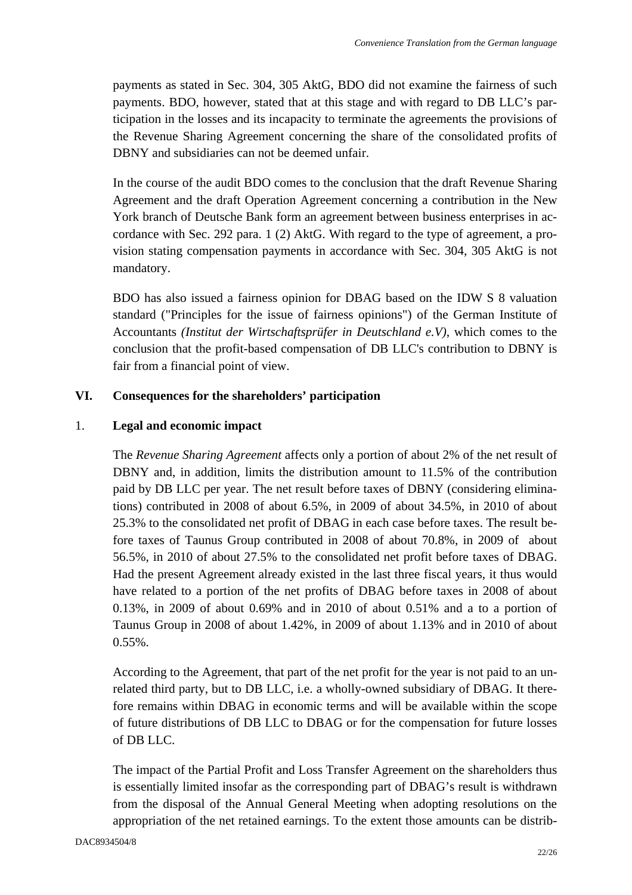payments as stated in Sec. 304, 305 AktG, BDO did not examine the fairness of such payments. BDO, however, stated that at this stage and with regard to DB LLC's participation in the losses and its incapacity to terminate the agreements the provisions of the Revenue Sharing Agreement concerning the share of the consolidated profits of DBNY and subsidiaries can not be deemed unfair.

In the course of the audit BDO comes to the conclusion that the draft Revenue Sharing Agreement and the draft Operation Agreement concerning a contribution in the New York branch of Deutsche Bank form an agreement between business enterprises in accordance with Sec. 292 para. 1 (2) AktG. With regard to the type of agreement, a provision stating compensation payments in accordance with Sec. 304, 305 AktG is not mandatory.

BDO has also issued a fairness opinion for DBAG based on the IDW S 8 valuation standard ("Principles for the issue of fairness opinions") of the German Institute of Accountants *(Institut der Wirtschaftsprüfer in Deutschland e.V)*, which comes to the conclusion that the profit-based compensation of DB LLC's contribution to DBNY is fair from a financial point of view.

## VI. Consequences for the shareholders' participation

### 1. Legal and economic impact

The *Revenue Sharing Agreement* affects only a portion of about 2% of the net result of DBNY and, in addition, limits the distribution amount to 11.5% of the contribution paid by DB LLC per year. The net result before taxes of DBNY (considering eliminations) contributed in 2008 of about 6.5%, in 2009 of about 34.5%, in 2010 of about 25.3% to the consolidated net profit of DBAG in each case before taxes. The result before taxes of Taunus Group contributed in 2008 of about 70.8%, in 2009 of about 56.5%, in 2010 of about 27.5% to the consolidated net profit before taxes of DBAG. Had the present Agreement already existed in the last three fiscal years, it thus would have related to a portion of the net profits of DBAG before taxes in 2008 of about 0.13%, in 2009 of about 0.69% and in 2010 of about 0.51% and a to a portion of Taunus Group in 2008 of about 1.42%, in 2009 of about 1.13% and in 2010 of about 0.55%.

According to the Agreement, that part of the net profit for the year is not paid to an unrelated third party, but to DB LLC, i.e. a wholly-owned subsidiary of DBAG. It therefore remains within DBAG in economic terms and will be available within the scope of future distributions of DB LLC to DBAG or for the compensation for future losses of DB LLC.

The impact of the Partial Profit and Loss Transfer Agreement on the shareholders thus is essentially limited insofar as the corresponding part of DBAG's result is withdrawn from the disposal of the Annual General Meeting when adopting resolutions on the appropriation of the net retained earnings. To the extent those amounts can be distrib-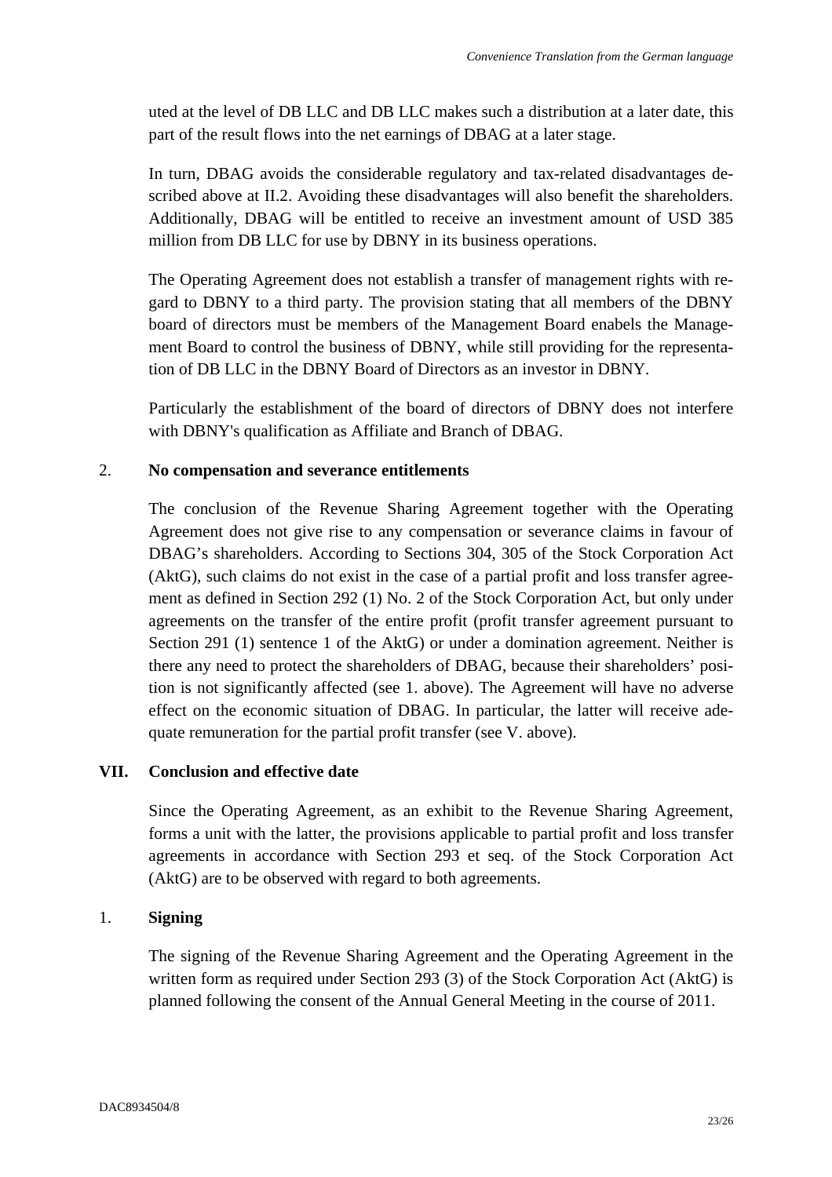uted at the level of DB LLC and DB LLC makes such a distribution at a later date, this part of the result flows into the net earnings of DBAG at a later stage.

In turn, DBAG avoids the considerable regulatory and tax-related disadvantages described above at II.2. Avoiding these disadvantages will also benefit the shareholders. Additionally, DBAG will be entitled to receive an investment amount of USD 385 million from DB LLC for use by DBNY in its business operations.

The Operating Agreement does not establish a transfer of management rights with regard to DBNY to a third party. The provision stating that all members of the DBNY board of directors must be members of the Management Board enabels the Management Board to control the business of DBNY, while still providing for the representation of DB LLC in the DBNY Board of Directors as an investor in DBNY.

Particularly the establishment of the board of directors of DBNY does not interfere with DBNY's qualification as Affiliate and Branch of DBAG.

2. **No compensation and severance entitlements**

The conclusion of the Revenue Sharing Agreement together with the Operating Agreement does not give rise to any compensation or severance claims in favour of DBAG's shareholders. According to Sections 304, 305 of the Stock Corporation Act (AktG), such claims do not exist in the case of a partial profit and loss transfer agreement as defined in Section 292 (1) No. 2 of the Stock Corporation Act, but only under agreements on the transfer of the entire profit (profit transfer agreement pursuant to Section 291 (1) sentence 1 of the AktG) or under a domination agreement. Neither is there any need to protect the shareholders of DBAG, because their shareholders' position is not significantly affected (see 1. above). The Agreement will have no adverse effect on the economic situation of DBAG. In particular, the latter will receive adequate remuneration for the partial profit transfer (see V. above).

## VII. Conclusion and effective date

Since the Operating Agreement, as an exhibit to the Revenue Sharing Agreement, forms a unit with the latter, the provisions applicable to partial profit and loss transfer agreements in accordance with Section 293 et seq. of the Stock Corporation Act (AktG) are to be observed with regard to both agreements.

1. **Signing**

The signing of the Revenue Sharing Agreement and the Operating Agreement in the written form as required under Section 293 (3) of the Stock Corporation Act (AktG) is planned following the consent of the Annual General Meeting in the course of 2011.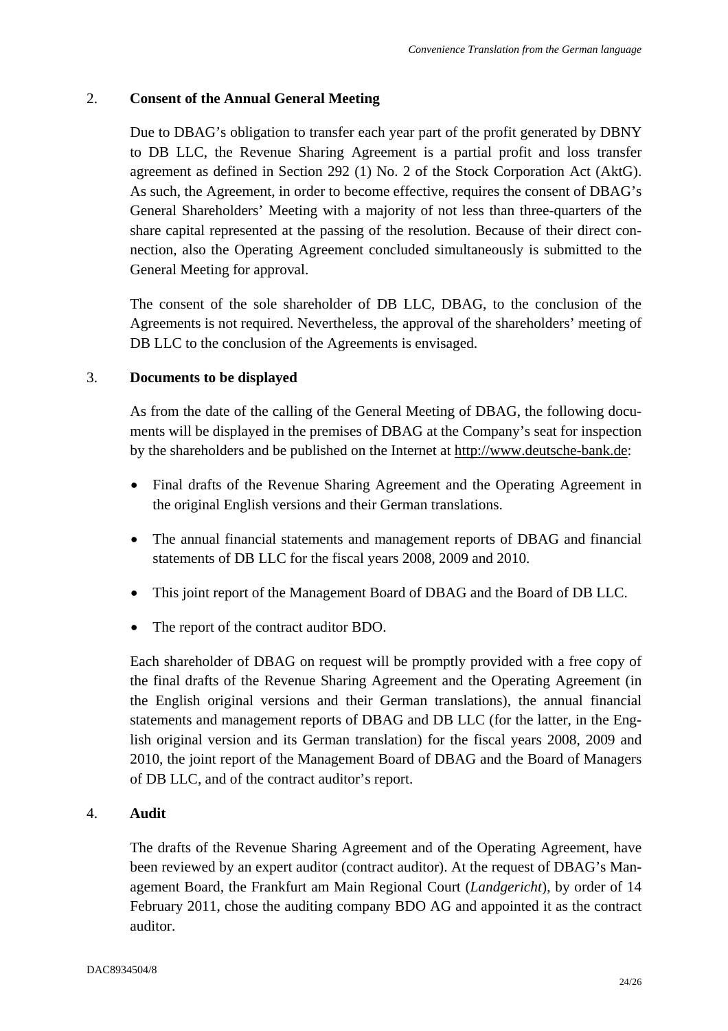## 2. Consent of the Annual General Meeting

Due to DBAG's obligation to transfer each year part of the profit generated by DBNY to DB LLC, the Revenue Sharing Agreement is a partial profit and loss transfer agreement as defined in Section 292 (1) No. 2 of the Stock Corporation Act (AktG). As such, the Agreement, in order to become effective, requires the consent of DBAG's General Shareholders' Meeting with a majority of not less than three-quarters of the share capital represented at the passing of the resolution. Because of their direct connection, also the Operating Agreement concluded simultaneously is submitted to the General Meeting for approval.

The consent of the sole shareholder of DB LLC, DBAG, to the conclusion of the Agreements is not required. Nevertheless, the approval of the shareholders' meeting of DB LLC to the conclusion of the Agreements is envisaged.

## 3. Documents to be displayed

As from the date of the calling of the General Meeting of DBAG, the following documents will be displayed in the premises of DBAG at the Company's seat for inspection by the shareholders and be published on the Internet at http://www.deutsche-bank.de:

- Final drafts of the Revenue Sharing Agreement and the Operating Agreement in the original English versions and their German translations.
- The annual financial statements and management reports of DBAG and financial statements of DB LLC for the fiscal years 2008, 2009 and 2010.
- This joint report of the Management Board of DBAG and the Board of DB LLC.
- The report of the contract auditor BDO.

Each shareholder of DBAG on request will be promptly provided with a free copy of the final drafts of the Revenue Sharing Agreement and the Operating Agreement (in the English original versions and their German translations), the annual financial statements and management reports of DBAG and DB LLC (for the latter, in the English original version and its German translation) for the fiscal years 2008, 2009 and 2010, the joint report of the Management Board of DBAG and the Board of Managers of DB LLC, and of the contract auditor's report.

## 4. Audit

The drafts of the Revenue Sharing Agreement and of the Operating Agreement, have been reviewed by an expert auditor (contract auditor). At the request of DBAG's Management Board, the Frankfurt am Main Regional Court (*Landgericht*), by order of 14 February 2011, chose the auditing company BDO AG and appointed it as the contract auditor.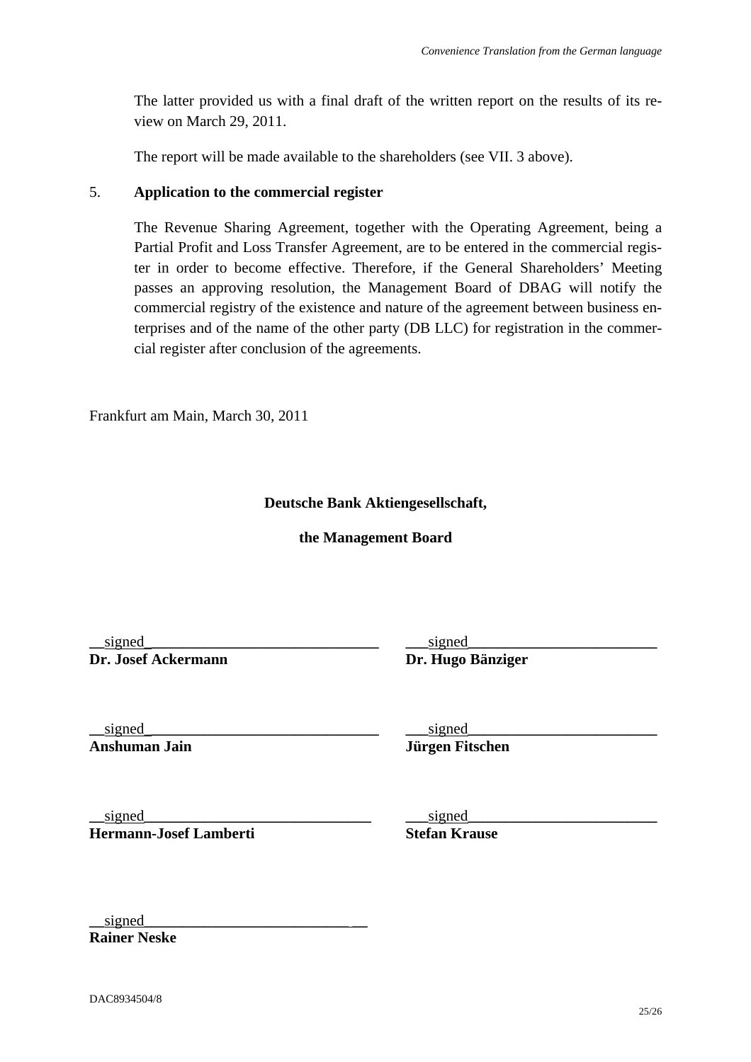The latter provided us with a final draft of the written report on the results of its review on March 29, 2011.

The report will be made available to the shareholders (see VII. 3 above).

5. **Application to the commercial register**

The Revenue Sharing Agreement, together with the Operating Agreement, being a Partial Profit and Loss Transfer Agreement, are to be entered in the commercial register in order to become effective. Therefore, if the General Shareholders' Meeting passes an approving resolution, the Management Board of DBAG will notify the commercial registry of the existence and nature of the agreement between business enterprises and of the name of the other party (DB LLC) for registration in the commercial register after conclusion of the agreements.

Frankfurt am Main, March 30, 2011

**Deutsche Bank Aktiengesellschaft,**

**the Management Board**

| | |
|---|---|
| signed | signed |
| **Dr. Josef Ackermann** | **Dr. Hugo Bänziger** |
| signed | signed |
| **Anshuman Jain** | **Jürgen Fitschen** |
| signed | signed |
| **Hermann-Josef Lamberti** | **Stefan Krause** |
| signed | |
| **Rainer Neske** | |

DAC8934504/8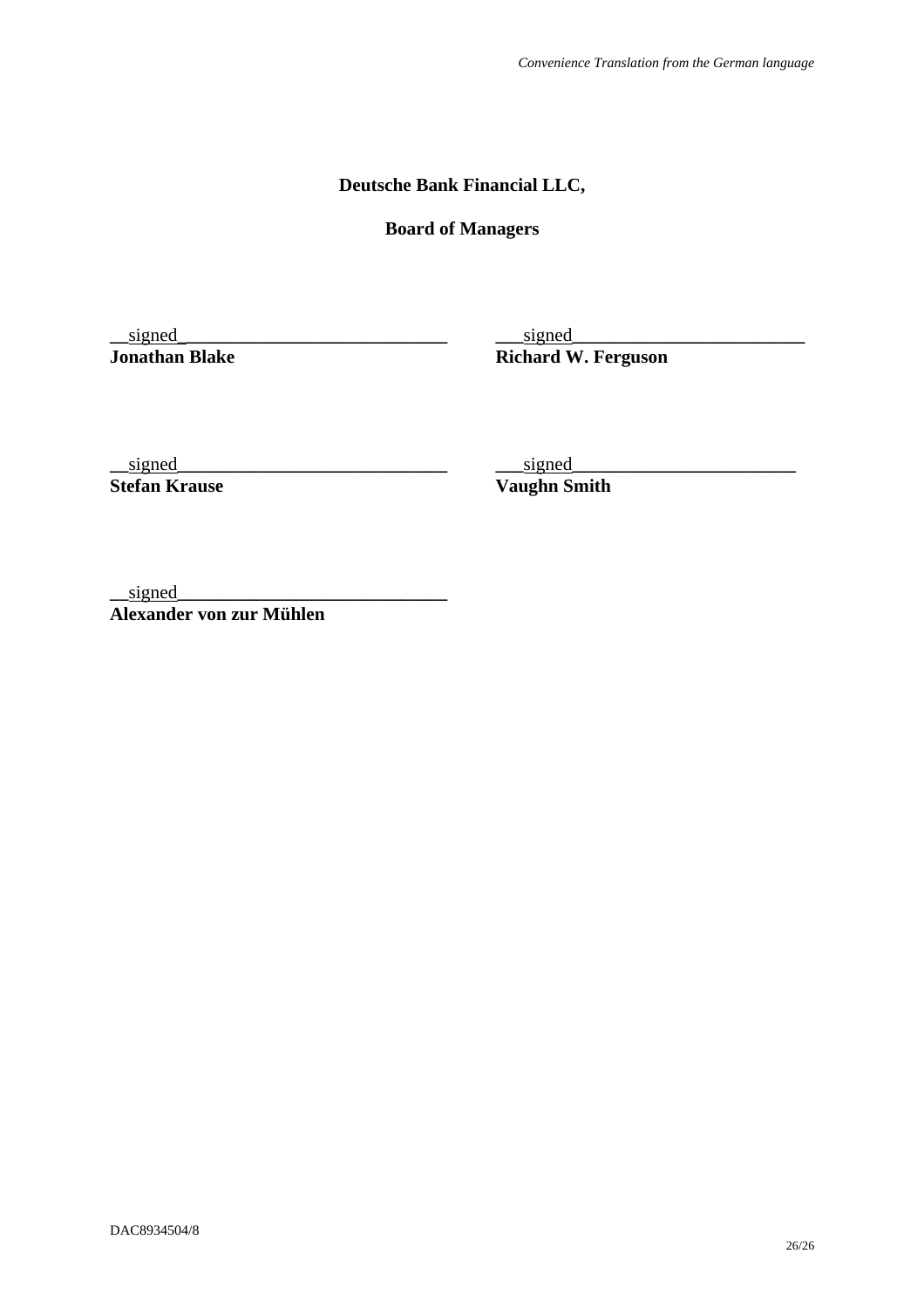*Convenience Translation from the German language*

**Deutsche Bank Financial LLC,**

**Board of Managers**

| | |
|---|---|
| __signed______________________________ | ___signed__________________________ |
| **Jonathan Blake** | **Richard W. Ferguson** |
| __signed______________________________ | ___signed_________________________ |
| **Stefan Krause** | **Vaughn Smith** |
| __signed______________________________ | |
| **Alexander von zur Mühlen** | |

DAC8934504/8